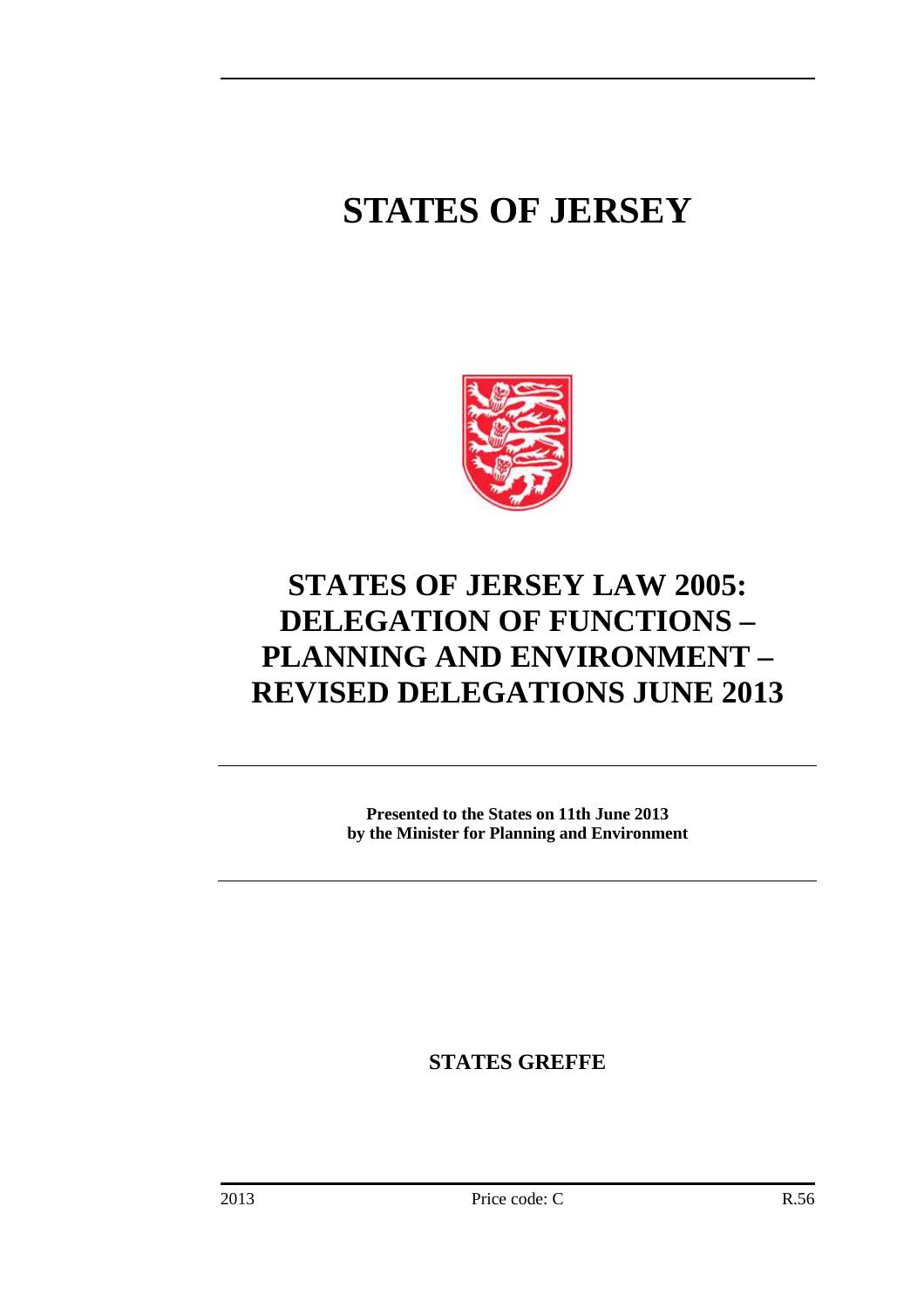# STATES OF JERSEY

# STATES OF JERSEY LAW 2005: DELEGATION OF FUNCTIONS – PLANNING AND ENVIRONMENT – REVISED DELEGATIONS JUNE 2013

**Presented to the States on 11th June 2013 by the Minister for Planning and Environment**

**STATES GREFFE**

2013 Price code: C R.56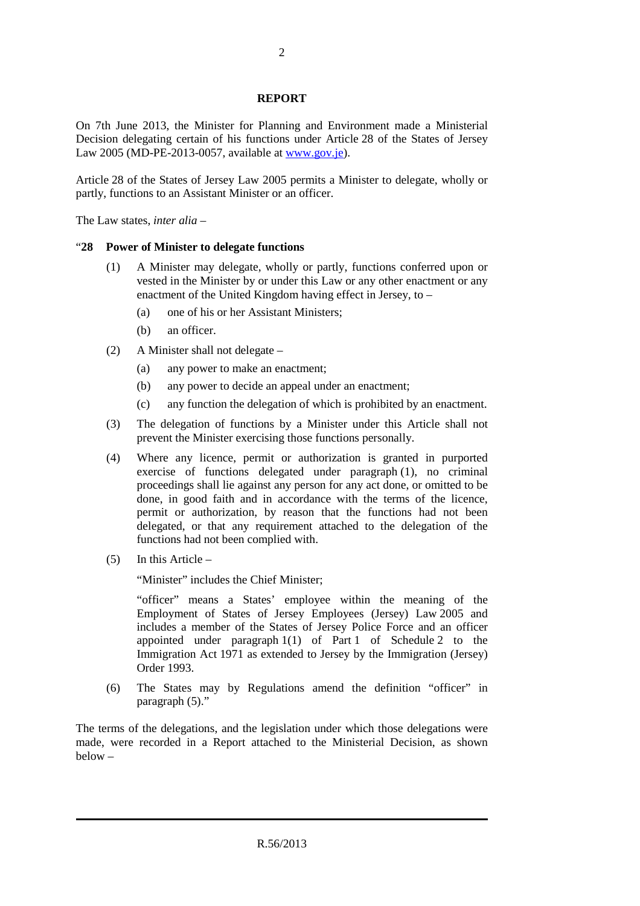## REPORT

On 7th June 2013, the Minister for Planning and Environment made a Ministerial Decision delegating certain of his functions under Article 28 of the States of Jersey Law 2005 (MD-PE-2013-0057, available at www.gov.je).

Article 28 of the States of Jersey Law 2005 permits a Minister to delegate, wholly or partly, functions to an Assistant Minister or an officer.

The Law states, *inter alia* –

"**28 Power of Minister to delegate functions**

(1) A Minister may delegate, wholly or partly, functions conferred upon or vested in the Minister by or under this Law or any other enactment or any enactment of the United Kingdom having effect in Jersey, to –

(a) one of his or her Assistant Ministers;

(b) an officer.

(2) A Minister shall not delegate –

(a) any power to make an enactment;

(b) any power to decide an appeal under an enactment;

(c) any function the delegation of which is prohibited by an enactment.

(3) The delegation of functions by a Minister under this Article shall not prevent the Minister exercising those functions personally.

(4) Where any licence, permit or authorization is granted in purported exercise of functions delegated under paragraph (1), no criminal proceedings shall lie against any person for any act done, or omitted to be done, in good faith and in accordance with the terms of the licence, permit or authorization, by reason that the functions had not been delegated, or that any requirement attached to the delegation of the functions had not been complied with.

(5) In this Article –

"Minister" includes the Chief Minister;

"officer" means a States' employee within the meaning of the Employment of States of Jersey Employees (Jersey) Law 2005 and includes a member of the States of Jersey Police Force and an officer appointed under paragraph 1(1) of Part 1 of Schedule 2 to the Immigration Act 1971 as extended to Jersey by the Immigration (Jersey) Order 1993.

(6) The States may by Regulations amend the definition "officer" in paragraph (5)."

The terms of the delegations, and the legislation under which those delegations were made, were recorded in a Report attached to the Ministerial Decision, as shown below –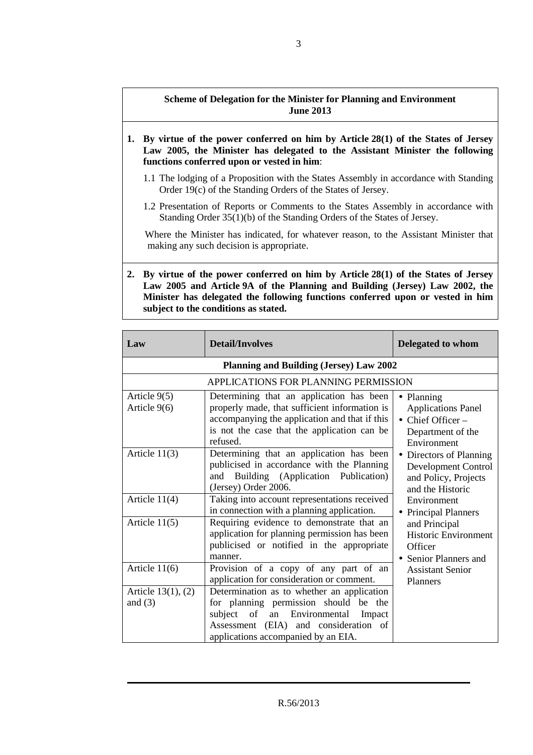**Scheme of Delegation for the Minister for Planning and Environment June 2013**

1. **By virtue of the power conferred on him by Article 28(1) of the States of Jersey Law 2005, the Minister has delegated to the Assistant Minister the following functions conferred upon or vested in him**:

   1.1 The lodging of a Proposition with the States Assembly in accordance with Standing Order 19(c) of the Standing Orders of the States of Jersey.

   1.2 Presentation of Reports or Comments to the States Assembly in accordance with Standing Order 35(1)(b) of the Standing Orders of the States of Jersey.

   Where the Minister has indicated, for whatever reason, to the Assistant Minister that making any such decision is appropriate.

2. **By virtue of the power conferred on him by Article 28(1) of the States of Jersey Law 2005 and Article 9A of the Planning and Building (Jersey) Law 2002, the Minister has delegated the following functions conferred upon or vested in him subject to the conditions as stated.**

| Law | Detail/Involves | Delegated to whom |
|---|---|---|
| **Planning and Building (Jersey) Law 2002** | | |
| APPLICATIONS FOR PLANNING PERMISSION | | |
| Article 9(5)<br>Article 9(6) | Determining that an application has been properly made, that sufficient information is accompanying the application and that if this is not the case that the application can be refused. | • Planning Applications Panel<br>• Chief Officer – Department of the Environment<br>• Directors of Planning Development Control and Policy, Projects and the Historic Environment<br>• Principal Planners and Principal Historic Environment Officer<br>• Senior Planners and Assistant Senior Planners |
| Article 11(3) | Determining that an application has been publicised in accordance with the Planning and Building (Application Publication) (Jersey) Order 2006. | |
| Article 11(4) | Taking into account representations received in connection with a planning application. | |
| Article 11(5) | Requiring evidence to demonstrate that an application for planning permission has been publicised or notified in the appropriate manner. | |
| Article 11(6) | Provision of a copy of any part of an application for consideration or comment. | |
| Article 13(1), (2) and (3) | Determination as to whether an application for planning permission should be the subject of an Environmental Impact Assessment (EIA) and consideration of applications accompanied by an EIA. | |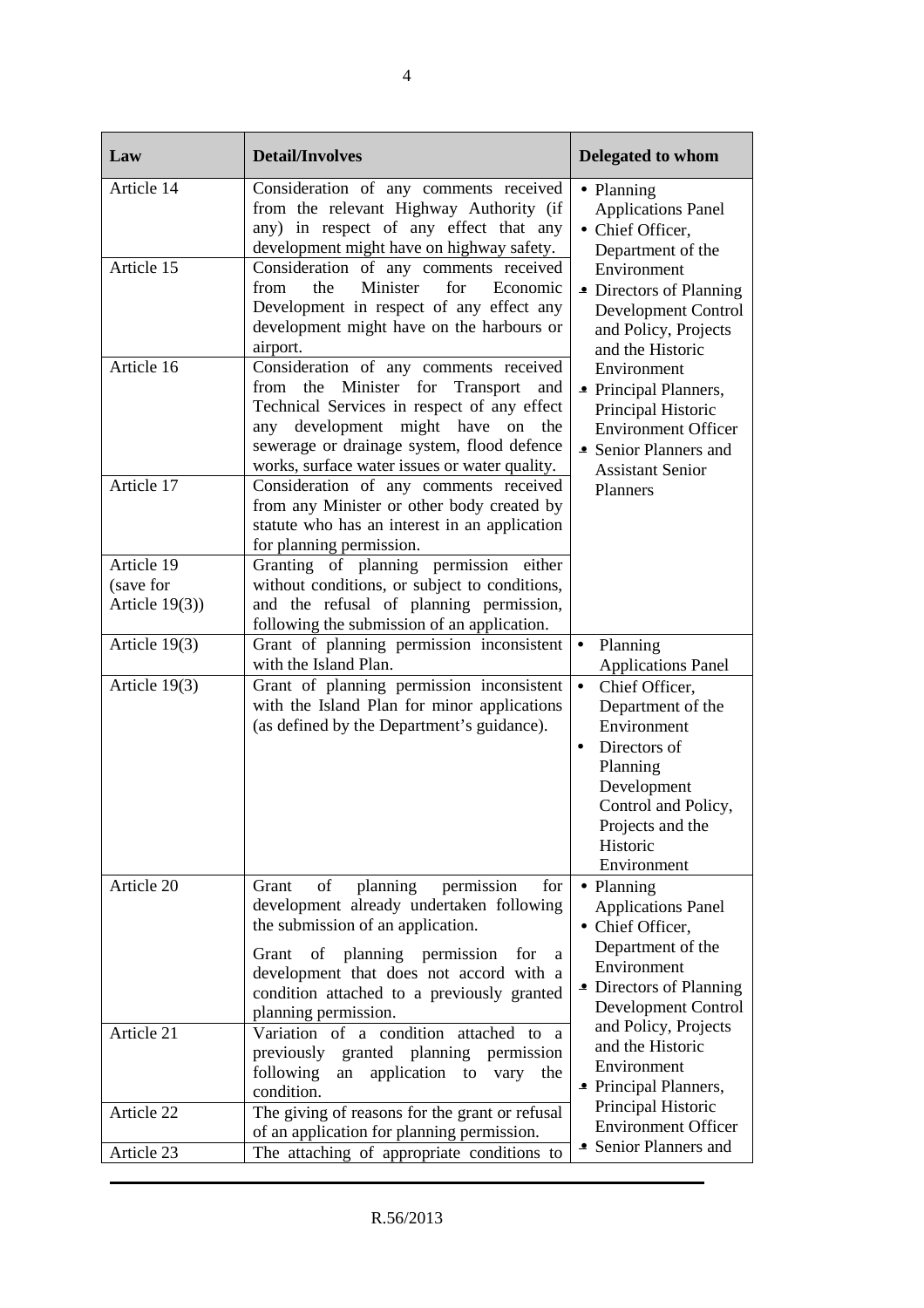| Law | Detail/Involves | Delegated to whom |
|---|---|---|
| Article 14 | Consideration of any comments received from the relevant Highway Authority (if any) in respect of any effect that any development might have on highway safety. | • Planning Applications Panel<br>• Chief Officer, Department of the Environment<br>• Directors of Planning Development Control and Policy, Projects and the Historic Environment<br>• Principal Planners, Principal Historic Environment Officer<br>• Senior Planners and Assistant Senior Planners |
| Article 15 | Consideration of any comments received from the Minister for Economic Development in respect of any effect any development might have on the harbours or airport. | |
| Article 16 | Consideration of any comments received from the Minister for Transport and Technical Services in respect of any effect any development might have on the sewerage or drainage system, flood defence works, surface water issues or water quality. | |
| Article 17 | Consideration of any comments received from any Minister or other body created by statute who has an interest in an application for planning permission. | |
| Article 19 (save for Article 19(3)) | Granting of planning permission either without conditions, or subject to conditions, and the refusal of planning permission, following the submission of an application. | |
| Article 19(3) | Grant of planning permission inconsistent with the Island Plan. | • Planning Applications Panel |
| Article 19(3) | Grant of planning permission inconsistent with the Island Plan for minor applications (as defined by the Department's guidance). | • Chief Officer, Department of the Environment<br>• Directors of Planning Development Control and Policy, Projects and the Historic Environment |
| Article 20 | Grant of planning permission for development already undertaken following the submission of an application.<br><br>Grant of planning permission for a development that does not accord with a condition attached to a previously granted planning permission. | • Planning Applications Panel<br>• Chief Officer, Department of the Environment<br>• Directors of Planning Development Control and Policy, Projects and the Historic Environment<br>• Principal Planners, Principal Historic Environment Officer<br>• Senior Planners and |
| Article 21 | Variation of a condition attached to a previously granted planning permission following an application to vary the condition. | |
| Article 22 | The giving of reasons for the grant or refusal of an application for planning permission. | |
| Article 23 | The attaching of appropriate conditions to | |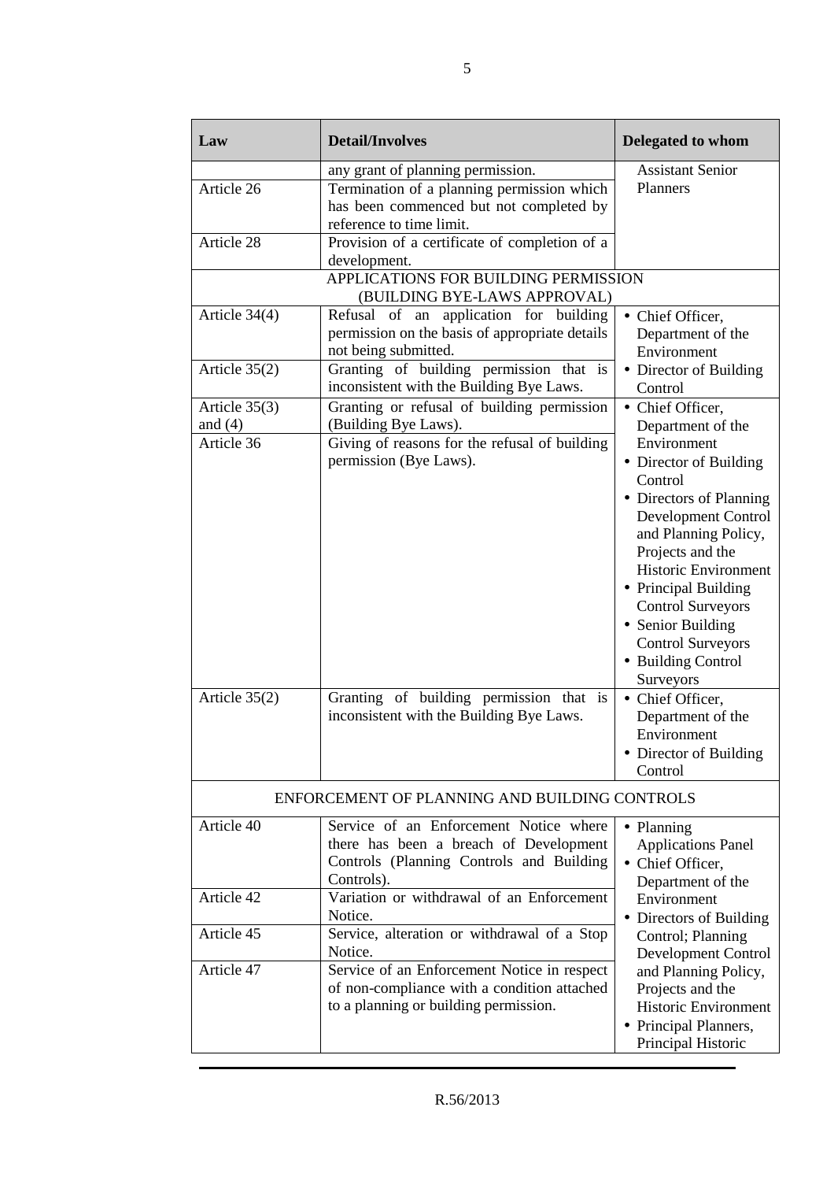| Law | Detail/Involves | Delegated to whom |
|---|---|---|
| | any grant of planning permission. | Assistant Senior Planners |
| Article 26 | Termination of a planning permission which has been commenced but not completed by reference to time limit. | |
| Article 28 | Provision of a certificate of completion of a development. | |
| APPLICATIONS FOR BUILDING PERMISSION (BUILDING BYE-LAWS APPROVAL) | | |
| Article 34(4) | Refusal of an application for building permission on the basis of appropriate details not being submitted. | • Chief Officer, Department of the Environment<br>• Director of Building Control |
| Article 35(2) | Granting of building permission that is inconsistent with the Building Bye Laws. | |
| Article 35(3) and (4) | Granting or refusal of building permission (Building Bye Laws). | • Chief Officer, Department of the Environment<br>• Director of Building Control<br>• Directors of Planning Development Control and Planning Policy, Projects and the Historic Environment<br>• Principal Building Control Surveyors<br>• Senior Building Control Surveyors<br>• Building Control Surveyors |
| Article 36 | Giving of reasons for the refusal of building permission (Bye Laws). | |
| Article 35(2) | Granting of building permission that is inconsistent with the Building Bye Laws. | • Chief Officer, Department of the Environment<br>• Director of Building Control |
| ENFORCEMENT OF PLANNING AND BUILDING CONTROLS | | |
| Article 40 | Service of an Enforcement Notice where there has been a breach of Development Controls (Planning Controls and Building Controls). | • Planning Applications Panel<br>• Chief Officer, Department of the Environment<br>• Directors of Building Control; Planning Development Control and Planning Policy, Projects and the Historic Environment<br>• Principal Planners, Principal Historic |
| Article 42 | Variation or withdrawal of an Enforcement Notice. | |
| Article 45 | Service, alteration or withdrawal of a Stop Notice. | |
| Article 47 | Service of an Enforcement Notice in respect of non-compliance with a condition attached to a planning or building permission. | |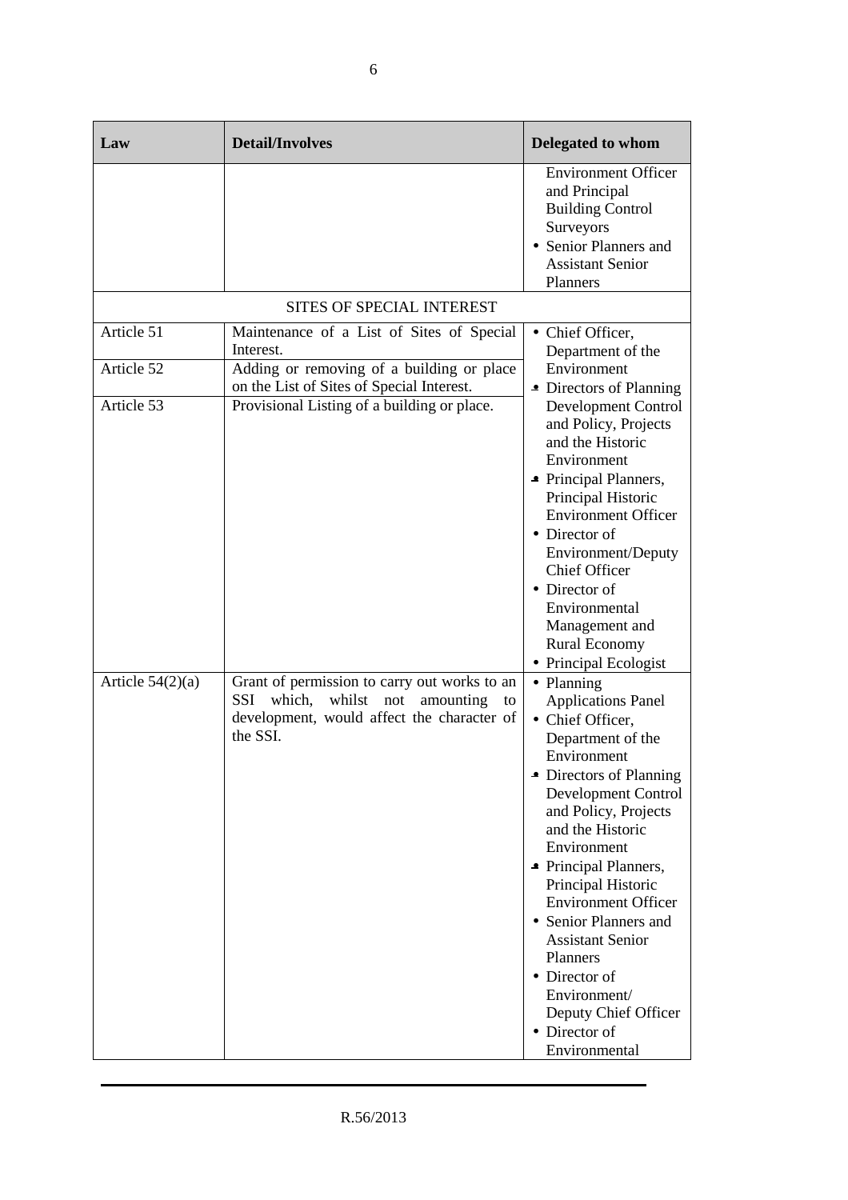| Law | Detail/Involves | Delegated to whom |
|---|---|---|
| | | Environment Officer and Principal Building Control Surveyors<br>• Senior Planners and Assistant Senior Planners |
| SITES OF SPECIAL INTEREST | | |
| Article 51 | Maintenance of a List of Sites of Special Interest. | • Chief Officer, Department of the Environment<br>• Directors of Planning Development Control and Policy, Projects and the Historic Environment<br>• Principal Planners, Principal Historic Environment Officer<br>• Director of Environment/Deputy Chief Officer<br>• Director of Environmental Management and Rural Economy<br>• Principal Ecologist |
| Article 52 | Adding or removing of a building or place on the List of Sites of Special Interest. | |
| Article 53 | Provisional Listing of a building or place. | |
| Article 54(2)(a) | Grant of permission to carry out works to an SSI which, whilst not amounting to development, would affect the character of the SSI. | • Planning Applications Panel<br>• Chief Officer, Department of the Environment<br>• Directors of Planning Development Control and Policy, Projects and the Historic Environment<br>• Principal Planners, Principal Historic Environment Officer<br>• Senior Planners and Assistant Senior Planners<br>• Director of Environment/ Deputy Chief Officer<br>• Director of Environmental |

R.56/2013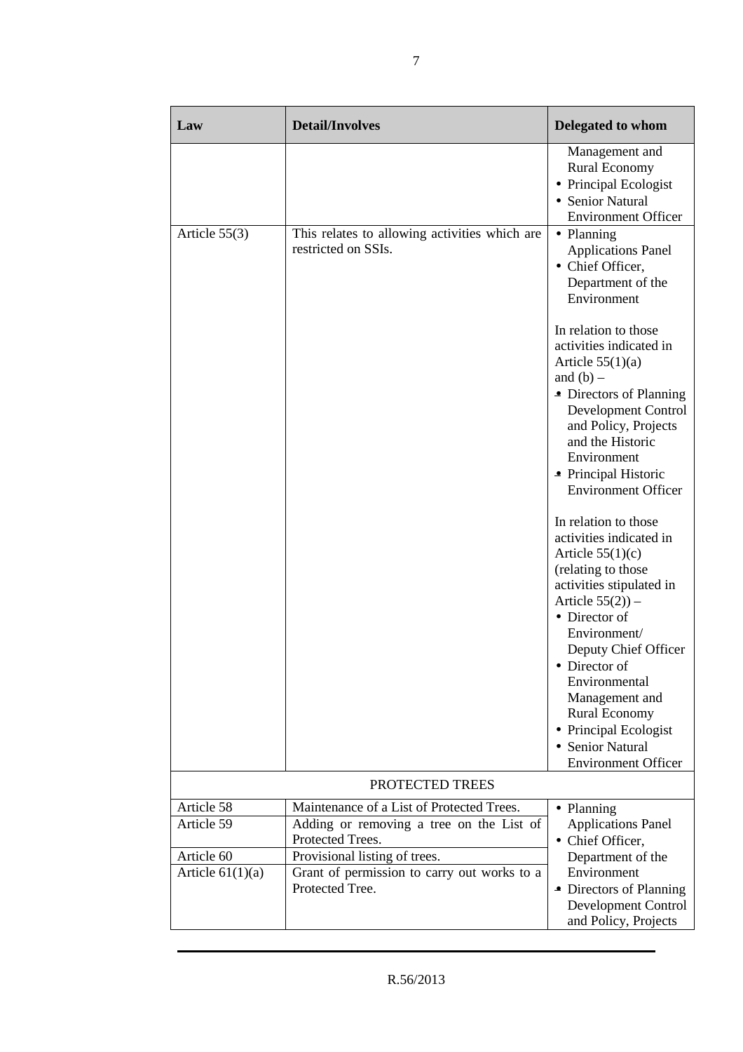| Law | Detail/Involves | Delegated to whom |
|---|---|---|
| | | Management and Rural Economy<br>• Principal Ecologist<br>• Senior Natural Environment Officer |
| Article 55(3) | This relates to allowing activities which are restricted on SSIs. | • Planning Applications Panel<br>• Chief Officer, Department of the Environment<br><br>In relation to those activities indicated in Article 55(1)(a) and (b) –<br>• Directors of Planning Development Control and Policy, Projects and the Historic Environment<br>• Principal Historic Environment Officer<br><br>In relation to those activities indicated in Article 55(1)(c) (relating to those activities stipulated in Article 55(2)) –<br>• Director of Environment/ Deputy Chief Officer<br>• Director of Environmental Management and Rural Economy<br>• Principal Ecologist<br>• Senior Natural Environment Officer |
| PROTECTED TREES | | |
| Article 58 | Maintenance of a List of Protected Trees. | • Planning Applications Panel<br>• Chief Officer, Department of the Environment<br>• Directors of Planning Development Control and Policy, Projects |
| Article 59 | Adding or removing a tree on the List of Protected Trees. | |
| Article 60 | Provisional listing of trees. | |
| Article 61(1)(a) | Grant of permission to carry out works to a Protected Tree. | |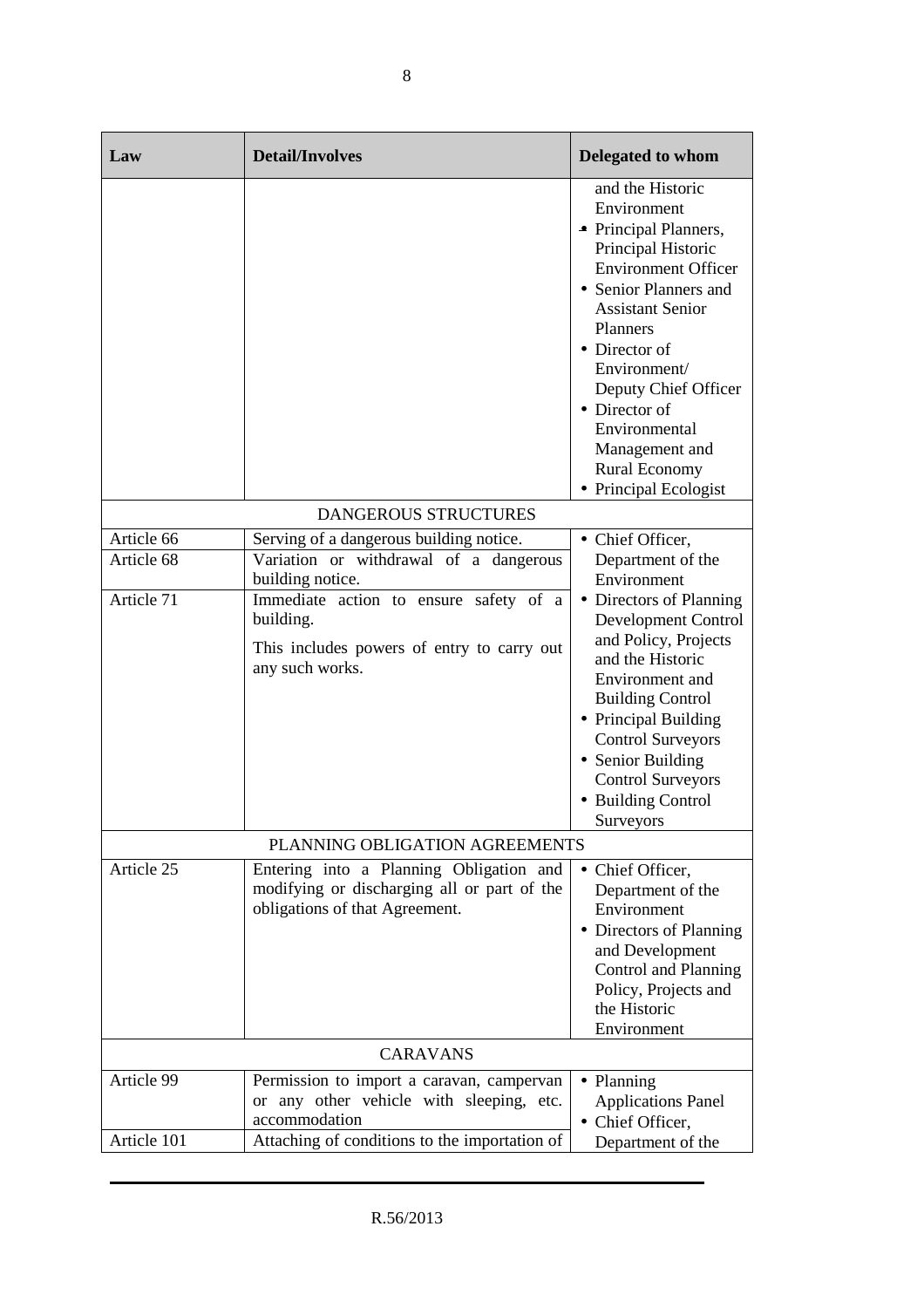| Law | Detail/Involves | Delegated to whom |
| --- | --- | --- |
| | | and the Historic Environment<br>• Principal Planners, Principal Historic Environment Officer<br>• Senior Planners and Assistant Senior Planners<br>• Director of Environment/ Deputy Chief Officer<br>• Director of Environmental Management and Rural Economy<br>• Principal Ecologist |
| DANGEROUS STRUCTURES | | |
| Article 66 | Serving of a dangerous building notice. | • Chief Officer, Department of the Environment<br>• Directors of Planning Development Control and Policy, Projects and the Historic Environment and Building Control<br>• Principal Building Control Surveyors<br>• Senior Building Control Surveyors<br>• Building Control Surveyors |
| Article 68 | Variation or withdrawal of a dangerous building notice. | |
| Article 71 | Immediate action to ensure safety of a building.<br><br>This includes powers of entry to carry out any such works. | |
| PLANNING OBLIGATION AGREEMENTS | | |
| Article 25 | Entering into a Planning Obligation and modifying or discharging all or part of the obligations of that Agreement. | • Chief Officer, Department of the Environment<br>• Directors of Planning and Development Control and Planning Policy, Projects and the Historic Environment |
| CARAVANS | | |
| Article 99 | Permission to import a caravan, campervan or any other vehicle with sleeping, etc. accommodation | • Planning Applications Panel<br>• Chief Officer, Department of the |
| Article 101 | Attaching of conditions to the importation of | |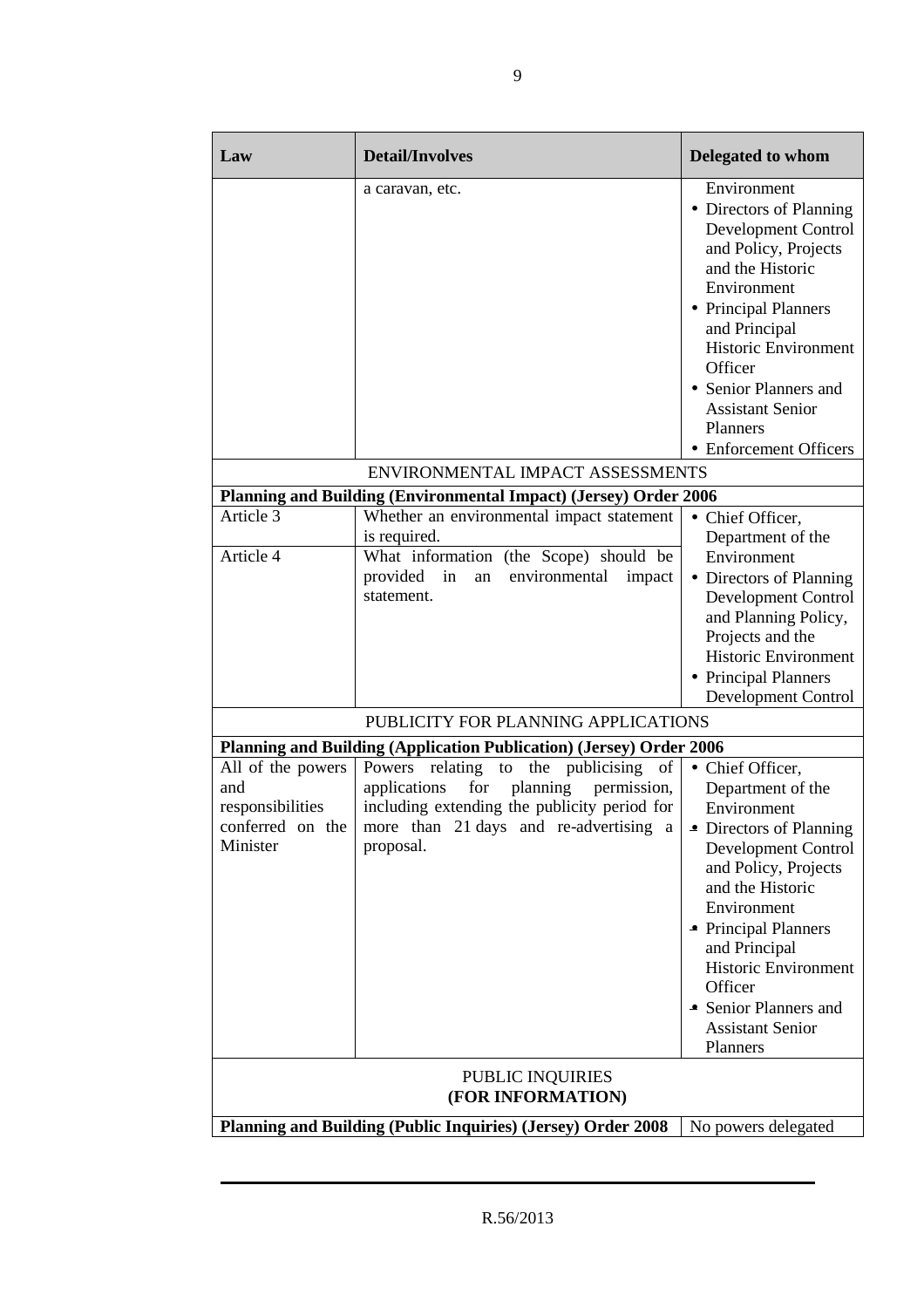| Law | Detail/Involves | Delegated to whom |
|---|---|---|
| | a caravan, etc. | Environment<br>• Directors of Planning Development Control and Policy, Projects and the Historic Environment<br>• Principal Planners and Principal Historic Environment Officer<br>• Senior Planners and Assistant Senior Planners<br>• Enforcement Officers |
| ENVIRONMENTAL IMPACT ASSESSMENTS | | |
| **Planning and Building (Environmental Impact) (Jersey) Order 2006** | | |
| Article 3 | Whether an environmental impact statement is required. | • Chief Officer, Department of the Environment<br>• Directors of Planning Development Control and Planning Policy, Projects and the Historic Environment<br>• Principal Planners Development Control |
| Article 4 | What information (the Scope) should be provided in an environmental impact statement. | |
| PUBLICITY FOR PLANNING APPLICATIONS | | |
| **Planning and Building (Application Publication) (Jersey) Order 2006** | | |
| All of the powers and responsibilities conferred on the Minister | Powers relating to the publicising of applications for planning permission, including extending the publicity period for more than 21 days and re-advertising a proposal. | • Chief Officer, Department of the Environment<br>• Directors of Planning Development Control and Policy, Projects and the Historic Environment<br>• Principal Planners and Principal Historic Environment Officer<br>• Senior Planners and Assistant Senior Planners |
| PUBLIC INQUIRIES **(FOR INFORMATION)** | | |
| **Planning and Building (Public Inquiries) (Jersey) Order 2008** | | No powers delegated |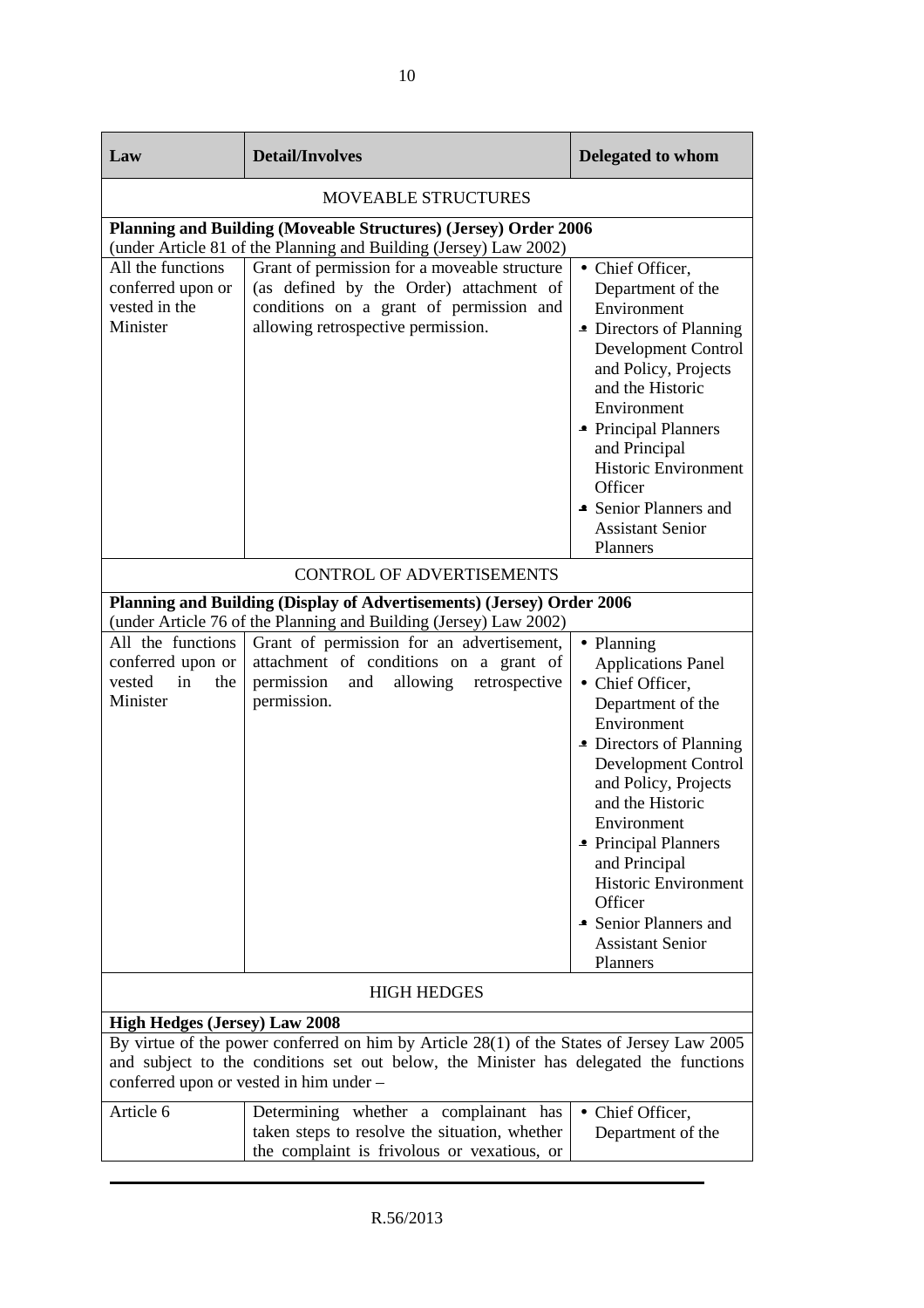| Law | Detail/Involves | Delegated to whom |
|---|---|---|
| MOVEABLE STRUCTURES | | |
| **Planning and Building (Moveable Structures) (Jersey) Order 2006** (under Article 81 of the Planning and Building (Jersey) Law 2002) | | |
| All the functions conferred upon or vested in the Minister | Grant of permission for a moveable structure (as defined by the Order) attachment of conditions on a grant of permission and allowing retrospective permission. | • Chief Officer, Department of the Environment<br>• Directors of Planning Development Control and Policy, Projects and the Historic Environment<br>• Principal Planners and Principal Historic Environment Officer<br>• Senior Planners and Assistant Senior Planners |
| CONTROL OF ADVERTISEMENTS | | |
| **Planning and Building (Display of Advertisements) (Jersey) Order 2006** (under Article 76 of the Planning and Building (Jersey) Law 2002) | | |
| All the functions conferred upon or vested in the Minister | Grant of permission for an advertisement, attachment of conditions on a grant of permission and allowing retrospective permission. | • Planning Applications Panel<br>• Chief Officer, Department of the Environment<br>• Directors of Planning Development Control and Policy, Projects and the Historic Environment<br>• Principal Planners and Principal Historic Environment Officer<br>• Senior Planners and Assistant Senior Planners |
| HIGH HEDGES | | |
| **High Hedges (Jersey) Law 2008**<br>By virtue of the power conferred on him by Article 28(1) of the States of Jersey Law 2005 and subject to the conditions set out below, the Minister has delegated the functions conferred upon or vested in him under – | | |
| Article 6 | Determining whether a complainant has taken steps to resolve the situation, whether the complaint is frivolous or vexatious, or | • Chief Officer, Department of the |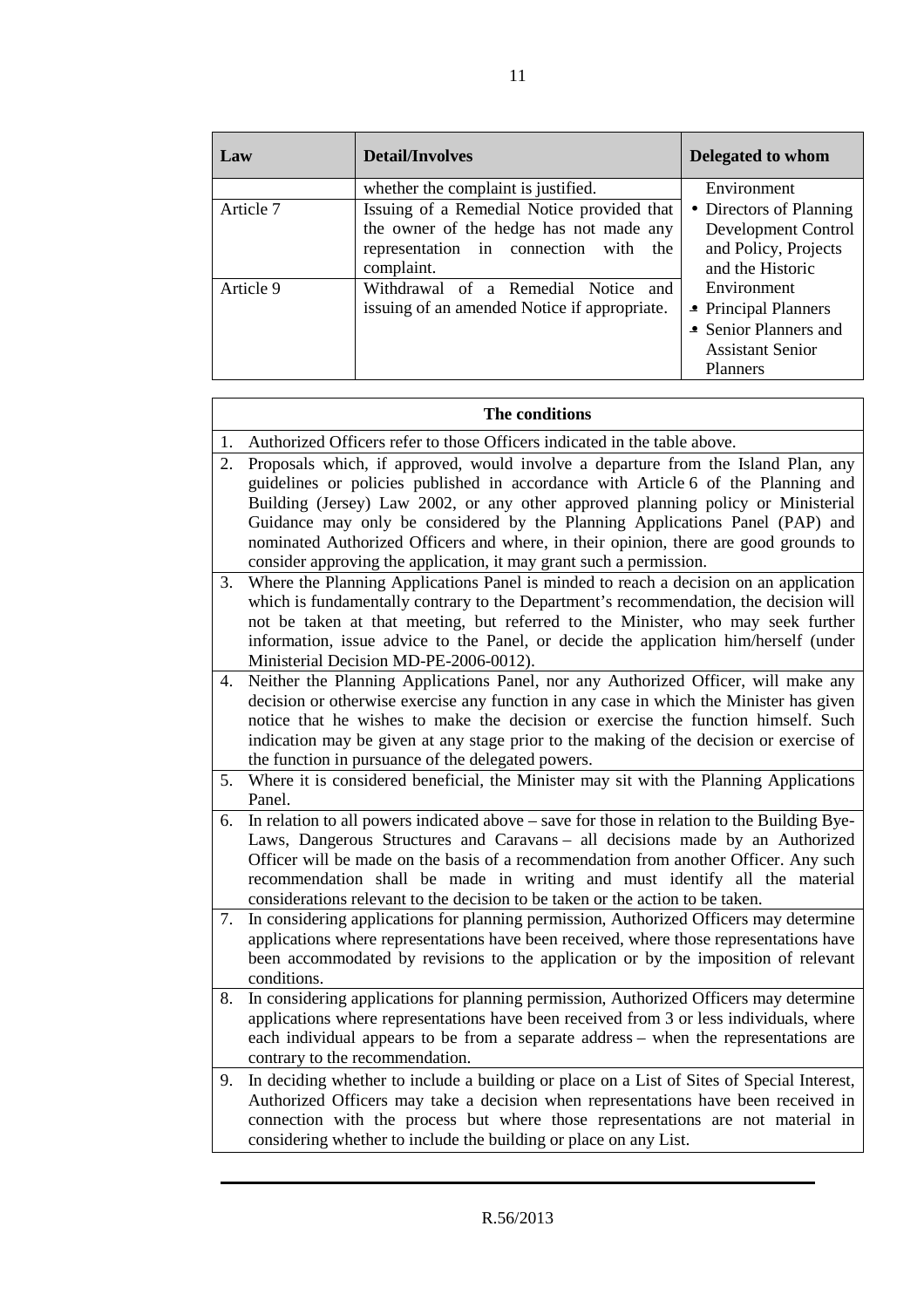| Law | Detail/Involves | Delegated to whom |
|---|---|---|
| | whether the complaint is justified. | Environment<br>• Directors of Planning Development Control and Policy, Projects and the Historic Environment<br>• Principal Planners<br>• Senior Planners and Assistant Senior Planners |
| Article 7 | Issuing of a Remedial Notice provided that the owner of the hedge has not made any representation in connection with the complaint. | |
| Article 9 | Withdrawal of a Remedial Notice and issuing of an amended Notice if appropriate. | |

| The conditions |
|---|
| 1. Authorized Officers refer to those Officers indicated in the table above. |
| 2. Proposals which, if approved, would involve a departure from the Island Plan, any guidelines or policies published in accordance with Article 6 of the Planning and Building (Jersey) Law 2002, or any other approved planning policy or Ministerial Guidance may only be considered by the Planning Applications Panel (PAP) and nominated Authorized Officers and where, in their opinion, there are good grounds to consider approving the application, it may grant such a permission. |
| 3. Where the Planning Applications Panel is minded to reach a decision on an application which is fundamentally contrary to the Department's recommendation, the decision will not be taken at that meeting, but referred to the Minister, who may seek further information, issue advice to the Panel, or decide the application him/herself (under Ministerial Decision MD-PE-2006-0012). |
| 4. Neither the Planning Applications Panel, nor any Authorized Officer, will make any decision or otherwise exercise any function in any case in which the Minister has given notice that he wishes to make the decision or exercise the function himself. Such indication may be given at any stage prior to the making of the decision or exercise of the function in pursuance of the delegated powers. |
| 5. Where it is considered beneficial, the Minister may sit with the Planning Applications Panel. |
| 6. In relation to all powers indicated above – save for those in relation to the Building Bye-Laws, Dangerous Structures and Caravans – all decisions made by an Authorized Officer will be made on the basis of a recommendation from another Officer. Any such recommendation shall be made in writing and must identify all the material considerations relevant to the decision to be taken or the action to be taken. |
| 7. In considering applications for planning permission, Authorized Officers may determine applications where representations have been received, where those representations have been accommodated by revisions to the application or by the imposition of relevant conditions. |
| 8. In considering applications for planning permission, Authorized Officers may determine applications where representations have been received from 3 or less individuals, where each individual appears to be from a separate address – when the representations are contrary to the recommendation. |
| 9. In deciding whether to include a building or place on a List of Sites of Special Interest, Authorized Officers may take a decision when representations have been received in connection with the process but where those representations are not material in considering whether to include the building or place on any List. |

R.56/2013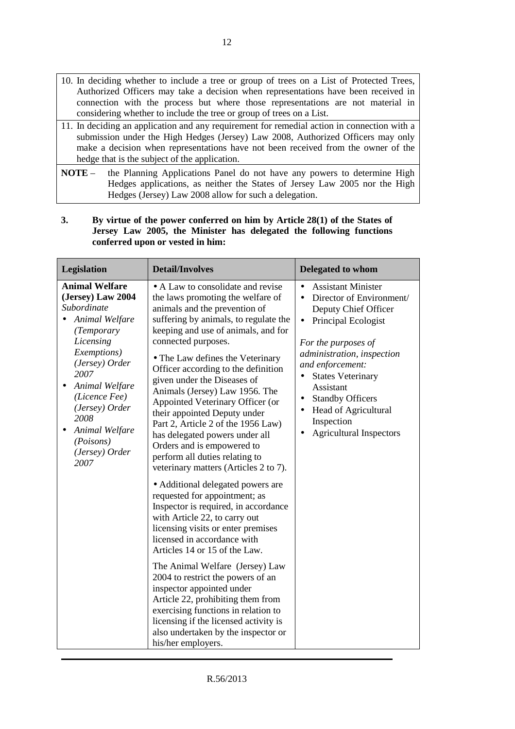| |
|---|
| 10. In deciding whether to include a tree or group of trees on a List of Protected Trees, Authorized Officers may take a decision when representations have been received in connection with the process but where those representations are not material in considering whether to include the tree or group of trees on a List. |
| 11. In deciding an application and any requirement for remedial action in connection with a submission under the High Hedges (Jersey) Law 2008, Authorized Officers may only make a decision when representations have not been received from the owner of the hedge that is the subject of the application. |
| **NOTE** – the Planning Applications Panel do not have any powers to determine High Hedges applications, as neither the States of Jersey Law 2005 nor the High Hedges (Jersey) Law 2008 allow for such a delegation. |

**3. By virtue of the power conferred on him by Article 28(1) of the States of Jersey Law 2005, the Minister has delegated the following functions conferred upon or vested in him:**

| Legislation | Detail/Involves | Delegated to whom |
|---|---|---|
| **Animal Welfare (Jersey) Law 2004**<br>*Subordinate*<br>• *Animal Welfare (Temporary Licensing Exemptions) (Jersey) Order 2007*<br>• *Animal Welfare (Licence Fee) (Jersey) Order 2008*<br>• *Animal Welfare (Poisons) (Jersey) Order 2007* | • A Law to consolidate and revise the laws promoting the welfare of animals and the prevention of suffering by animals, to regulate the keeping and use of animals, and for connected purposes.<br><br>• The Law defines the Veterinary Officer according to the definition given under the Diseases of Animals (Jersey) Law 1956. The Appointed Veterinary Officer (or their appointed Deputy under Part 2, Article 2 of the 1956 Law) has delegated powers under all Orders and is empowered to perform all duties relating to veterinary matters (Articles 2 to 7).<br><br>• Additional delegated powers are requested for appointment; as Inspector is required, in accordance with Article 22, to carry out licensing visits or enter premises licensed in accordance with Articles 14 or 15 of the Law.<br><br>The Animal Welfare (Jersey) Law 2004 to restrict the powers of an inspector appointed under Article 22, prohibiting them from exercising functions in relation to licensing if the licensed activity is also undertaken by the inspector or his/her employers. | • Assistant Minister<br>• Director of Environment/ Deputy Chief Officer<br>• Principal Ecologist<br><br>*For the purposes of administration, inspection and enforcement:*<br>• States Veterinary Assistant<br>• Standby Officers<br>• Head of Agricultural Inspection<br>• Agricultural Inspectors |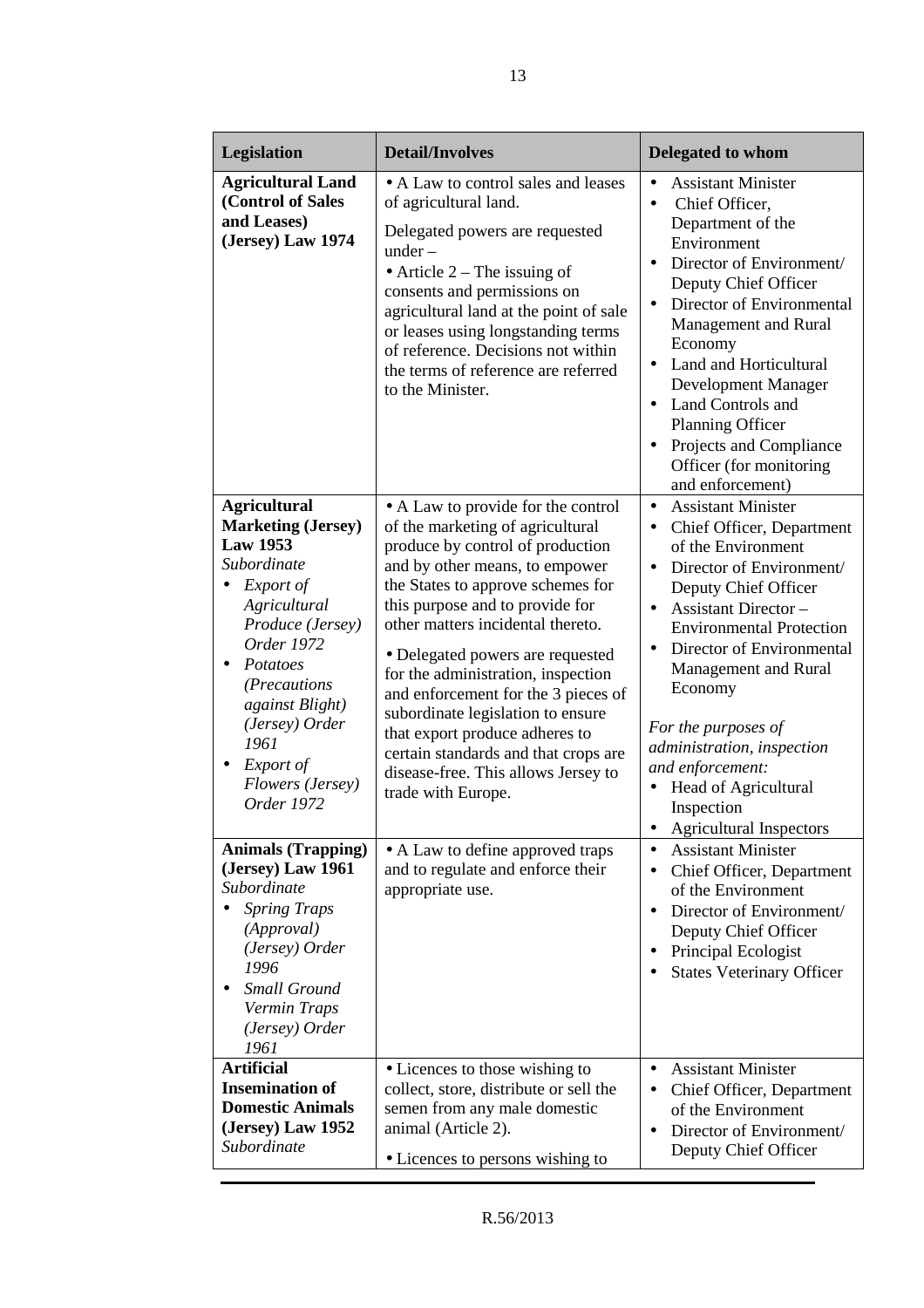| Legislation | Detail/Involves | Delegated to whom |
|---|---|---|
| **Agricultural Land (Control of Sales and Leases) (Jersey) Law 1974** | • A Law to control sales and leases of agricultural land.<br>Delegated powers are requested under –<br>• Article 2 – The issuing of consents and permissions on agricultural land at the point of sale or leases using longstanding terms of reference. Decisions not within the terms of reference are referred to the Minister. | • Assistant Minister<br>• Chief Officer, Department of the Environment<br>• Director of Environment/ Deputy Chief Officer<br>• Director of Environmental Management and Rural Economy<br>• Land and Horticultural Development Manager<br>• Land Controls and Planning Officer<br>• Projects and Compliance Officer (for monitoring and enforcement) |
| **Agricultural Marketing (Jersey) Law 1953**<br>*Subordinate*<br>• *Export of Agricultural Produce (Jersey) Order 1972*<br>• *Potatoes (Precautions against Blight) (Jersey) Order 1961*<br>• *Export of Flowers (Jersey) Order 1972* | • A Law to provide for the control of the marketing of agricultural produce by control of production and by other means, to empower the States to approve schemes for this purpose and to provide for other matters incidental thereto.<br>• Delegated powers are requested for the administration, inspection and enforcement for the 3 pieces of subordinate legislation to ensure that export produce adheres to certain standards and that crops are disease-free. This allows Jersey to trade with Europe. | • Assistant Minister<br>• Chief Officer, Department of the Environment<br>• Director of Environment/ Deputy Chief Officer<br>• Assistant Director – Environmental Protection<br>• Director of Environmental Management and Rural Economy<br>*For the purposes of administration, inspection and enforcement:*<br>• Head of Agricultural Inspection<br>• Agricultural Inspectors |
| **Animals (Trapping) (Jersey) Law 1961**<br>*Subordinate*<br>• *Spring Traps (Approval) (Jersey) Order 1996*<br>• *Small Ground Vermin Traps (Jersey) Order 1961* | • A Law to define approved traps and to regulate and enforce their appropriate use. | • Assistant Minister<br>• Chief Officer, Department of the Environment<br>• Director of Environment/ Deputy Chief Officer<br>• Principal Ecologist<br>• States Veterinary Officer |
| **Artificial Insemination of Domestic Animals (Jersey) Law 1952**<br>*Subordinate* | • Licences to those wishing to collect, store, distribute or sell the semen from any male domestic animal (Article 2).<br>• Licences to persons wishing to | • Assistant Minister<br>• Chief Officer, Department of the Environment<br>• Director of Environment/ Deputy Chief Officer |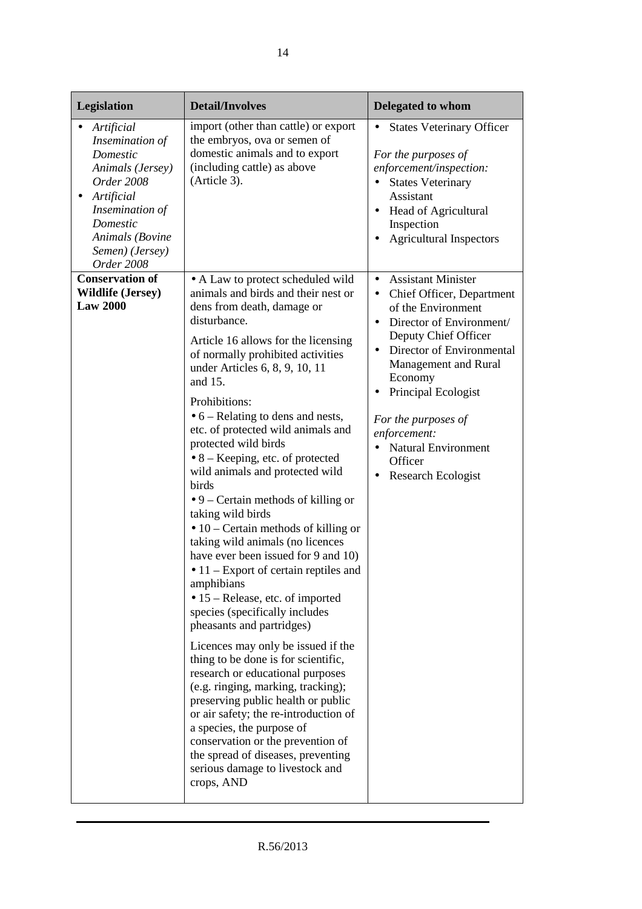| Legislation | Detail/Involves | Delegated to whom |
|---|---|---|
| • *Artificial Insemination of Domestic Animals (Jersey) Order 2008*<br>• *Artificial Insemination of Domestic Animals (Bovine Semen) (Jersey) Order 2008* | import (other than cattle) or export the embryos, ova or semen of domestic animals and to export (including cattle) as above (Article 3). | • States Veterinary Officer<br><br>*For the purposes of enforcement/inspection:*<br>• States Veterinary Assistant<br>• Head of Agricultural Inspection<br>• Agricultural Inspectors |
| **Conservation of Wildlife (Jersey) Law 2000** | • A Law to protect scheduled wild animals and birds and their nest or dens from death, damage or disturbance.<br><br>Article 16 allows for the licensing of normally prohibited activities under Articles 6, 8, 9, 10, 11 and 15.<br><br>Prohibitions:<br>• 6 – Relating to dens and nests, etc. of protected wild animals and protected wild birds<br>• 8 – Keeping, etc. of protected wild animals and protected wild birds<br>• 9 – Certain methods of killing or taking wild birds<br>• 10 – Certain methods of killing or taking wild animals (no licences have ever been issued for 9 and 10)<br>• 11 – Export of certain reptiles and amphibians<br>• 15 – Release, etc. of imported species (specifically includes pheasants and partridges)<br><br>Licences may only be issued if the thing to be done is for scientific, research or educational purposes (e.g. ringing, marking, tracking); preserving public health or public or air safety; the re-introduction of a species, the purpose of conservation or the prevention of the spread of diseases, preventing serious damage to livestock and crops, AND | • Assistant Minister<br>• Chief Officer, Department of the Environment<br>• Director of Environment/ Deputy Chief Officer<br>• Director of Environmental Management and Rural Economy<br>• Principal Ecologist<br><br>*For the purposes of enforcement:*<br>• Natural Environment Officer<br>• Research Ecologist |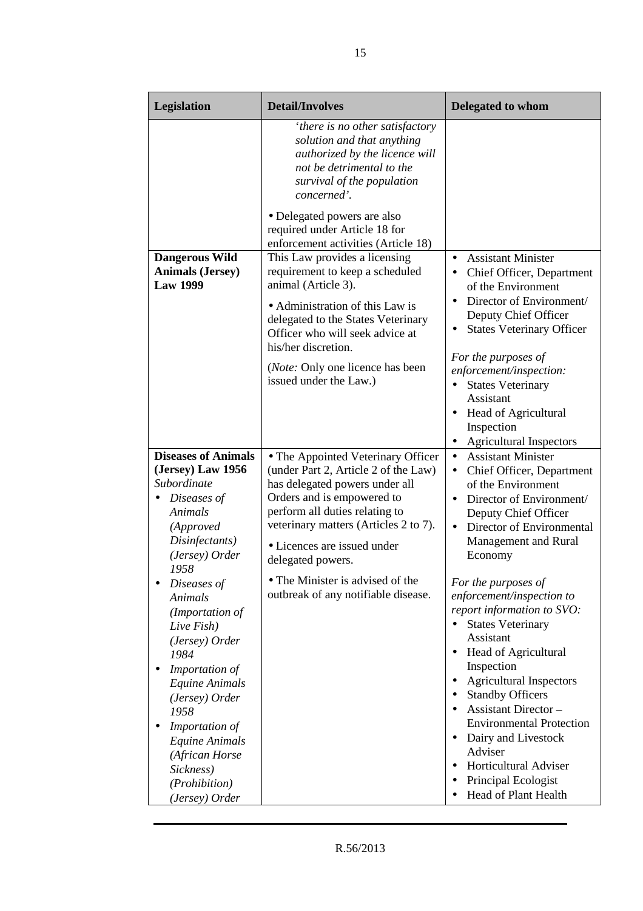| Legislation | Detail/Involves | Delegated to whom |
|---|---|---|
| | *'there is no other satisfactory solution and that anything authorized by the licence will not be detrimental to the survival of the population concerned'.*<br><br>• Delegated powers are also required under Article 18 for enforcement activities (Article 18) | |
| **Dangerous Wild Animals (Jersey) Law 1999** | This Law provides a licensing requirement to keep a scheduled animal (Article 3).<br><br>• Administration of this Law is delegated to the States Veterinary Officer who will seek advice at his/her discretion.<br><br>(*Note:* Only one licence has been issued under the Law.) | • Assistant Minister<br>• Chief Officer, Department of the Environment<br>• Director of Environment/ Deputy Chief Officer<br>• States Veterinary Officer<br><br>*For the purposes of enforcement/inspection:*<br>• States Veterinary Assistant<br>• Head of Agricultural Inspection<br>• Agricultural Inspectors |
| **Diseases of Animals (Jersey) Law 1956**<br>*Subordinate*<br>• *Diseases of Animals (Approved Disinfectants) (Jersey) Order 1958*<br>• *Diseases of Animals (Importation of Live Fish) (Jersey) Order 1984*<br>• *Importation of Equine Animals (Jersey) Order 1958*<br>• *Importation of Equine Animals (African Horse Sickness) (Prohibition) (Jersey) Order* | • The Appointed Veterinary Officer (under Part 2, Article 2 of the Law) has delegated powers under all Orders and is empowered to perform all duties relating to veterinary matters (Articles 2 to 7).<br><br>• Licences are issued under delegated powers.<br><br>• The Minister is advised of the outbreak of any notifiable disease. | • Assistant Minister<br>• Chief Officer, Department of the Environment<br>• Director of Environment/ Deputy Chief Officer<br>• Director of Environmental Management and Rural Economy<br><br>*For the purposes of enforcement/inspection to report information to SVO:*<br>• States Veterinary Assistant<br>• Head of Agricultural Inspection<br>• Agricultural Inspectors<br>• Standby Officers<br>• Assistant Director – Environmental Protection<br>• Dairy and Livestock Adviser<br>• Horticultural Adviser<br>• Principal Ecologist<br>• Head of Plant Health |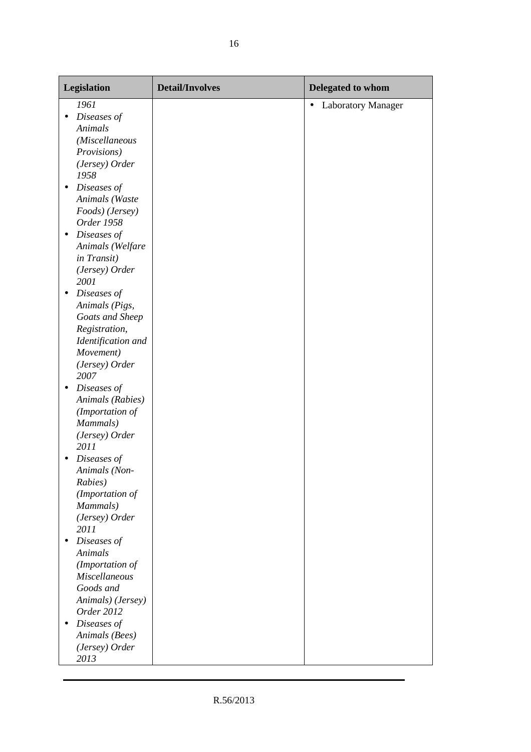| Legislation | Detail/Involves | Delegated to whom |
|---|---|---|
| *1961*<br>• *Diseases of Animals (Miscellaneous Provisions) (Jersey) Order 1958*<br>• *Diseases of Animals (Waste Foods) (Jersey) Order 1958*<br>• *Diseases of Animals (Welfare in Transit) (Jersey) Order 2001*<br>• *Diseases of Animals (Pigs, Goats and Sheep Registration, Identification and Movement) (Jersey) Order 2007*<br>• *Diseases of Animals (Rabies) (Importation of Mammals) (Jersey) Order 2011*<br>• *Diseases of Animals (Non-Rabies) (Importation of Mammals) (Jersey) Order 2011*<br>• *Diseases of Animals (Importation of Miscellaneous Goods and Animals) (Jersey) Order 2012*<br>• *Diseases of Animals (Bees) (Jersey) Order 2013* | | • Laboratory Manager |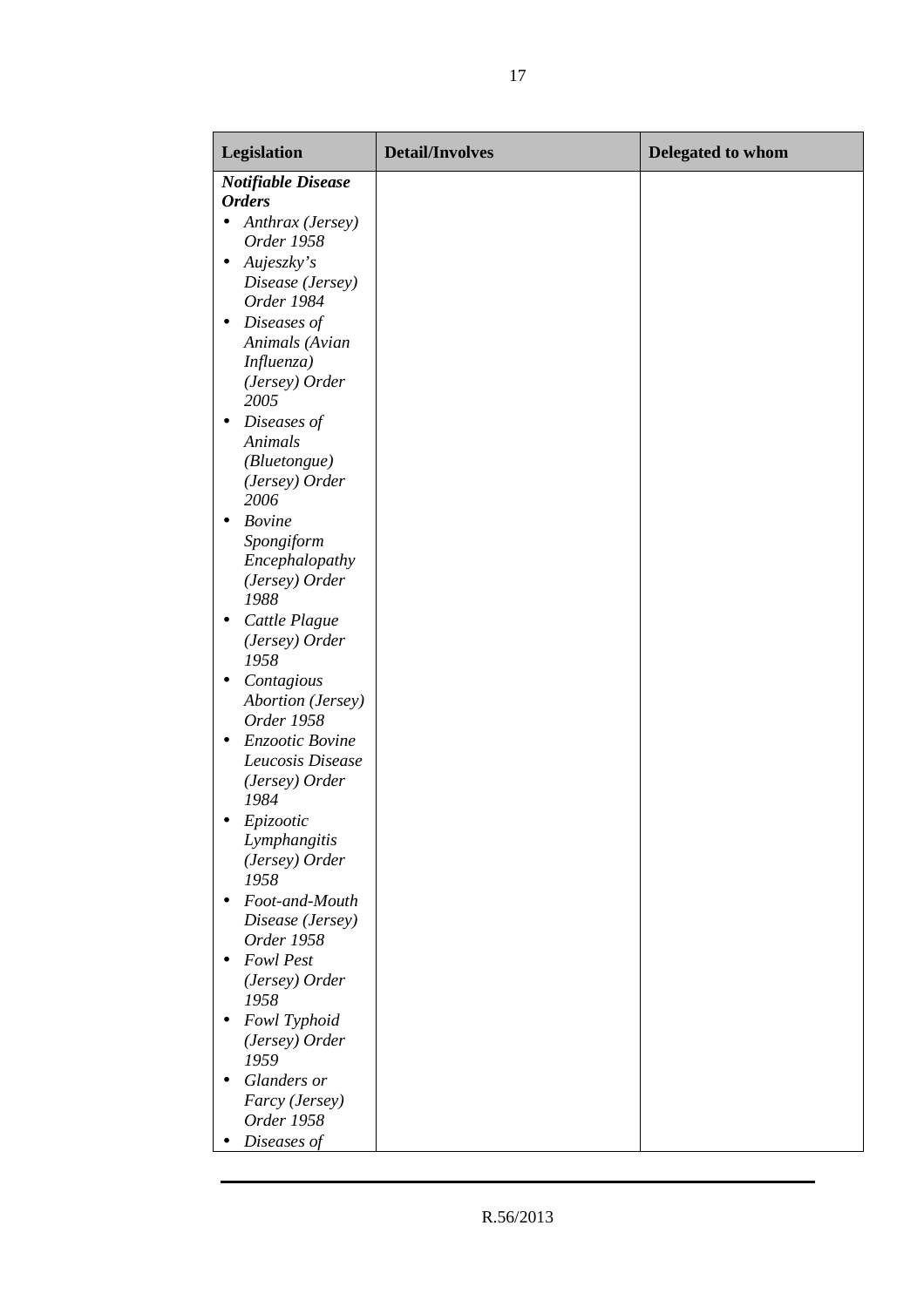| Legislation | Detail/Involves | Delegated to whom |
|---|---|---|
| ***Notifiable Disease Orders*** <br>• *Anthrax (Jersey) Order 1958* <br>• *Aujeszky's Disease (Jersey) Order 1984* <br>• *Diseases of Animals (Avian Influenza) (Jersey) Order 2005* <br>• *Diseases of Animals (Bluetongue) (Jersey) Order 2006* <br>• *Bovine Spongiform Encephalopathy (Jersey) Order 1988* <br>• *Cattle Plague (Jersey) Order 1958* <br>• *Contagious Abortion (Jersey) Order 1958* <br>• *Enzootic Bovine Leucosis Disease (Jersey) Order 1984* <br>• *Epizootic Lymphangitis (Jersey) Order 1958* <br>• *Foot-and-Mouth Disease (Jersey) Order 1958* <br>• *Fowl Pest (Jersey) Order 1958* <br>• *Fowl Typhoid (Jersey) Order 1959* <br>• *Glanders or Farcy (Jersey) Order 1958* <br>• *Diseases of* | | |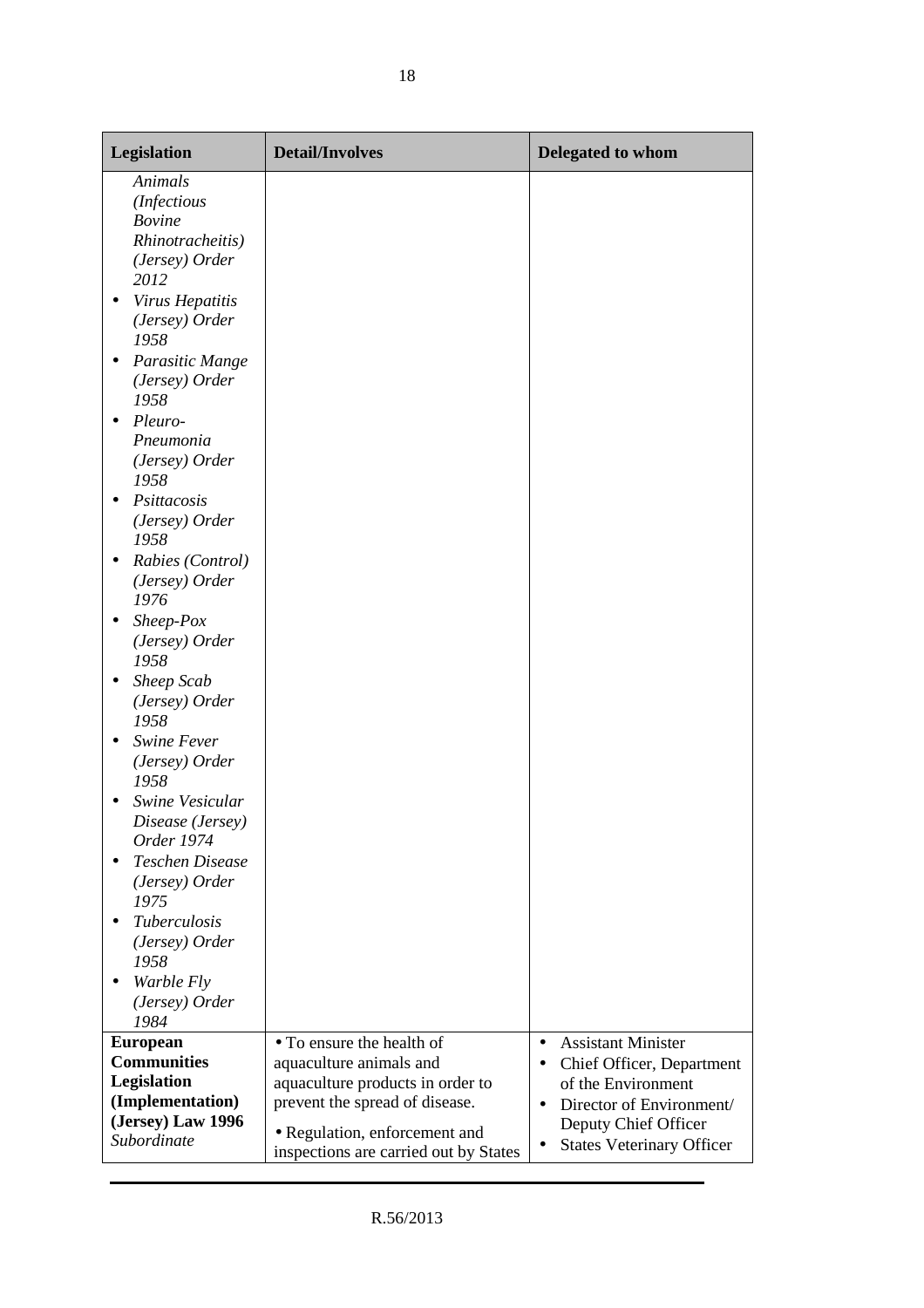| Legislation | Detail/Involves | Delegated to whom |
|---|---|---|
| *Animals (Infectious Bovine Rhinotracheitis) (Jersey) Order 2012*<br>• *Virus Hepatitis (Jersey) Order 1958*<br>• *Parasitic Mange (Jersey) Order 1958*<br>• *Pleuro-Pneumonia (Jersey) Order 1958*<br>• *Psittacosis (Jersey) Order 1958*<br>• *Rabies (Control) (Jersey) Order 1976*<br>• *Sheep-Pox (Jersey) Order 1958*<br>• *Sheep Scab (Jersey) Order 1958*<br>• *Swine Fever (Jersey) Order 1958*<br>• *Swine Vesicular Disease (Jersey) Order 1974*<br>• *Teschen Disease (Jersey) Order 1975*<br>• *Tuberculosis (Jersey) Order 1958*<br>• *Warble Fly (Jersey) Order 1984* | | |
| **European Communities Legislation (Implementation) (Jersey) Law 1996**<br>*Subordinate* | • To ensure the health of aquaculture animals and aquaculture products in order to prevent the spread of disease.<br>• Regulation, enforcement and inspections are carried out by States | • Assistant Minister<br>• Chief Officer, Department of the Environment<br>• Director of Environment/ Deputy Chief Officer<br>• States Veterinary Officer |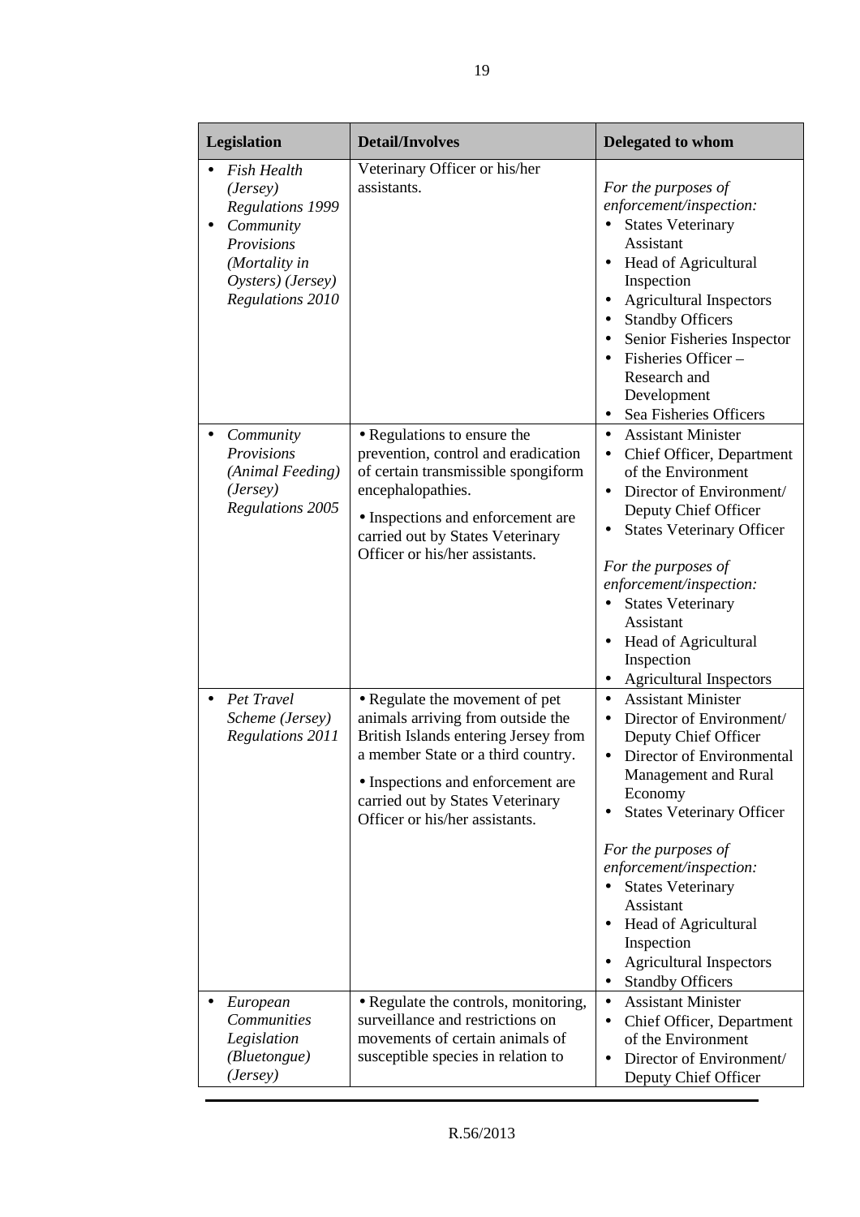| Legislation | Detail/Involves | Delegated to whom |
|---|---|---|
| • *Fish Health (Jersey) Regulations 1999*<br>• *Community Provisions (Mortality in Oysters) (Jersey) Regulations 2010* | Veterinary Officer or his/her assistants. | *For the purposes of enforcement/inspection:*<br>• States Veterinary Assistant<br>• Head of Agricultural Inspection<br>• Agricultural Inspectors<br>• Standby Officers<br>• Senior Fisheries Inspector<br>• Fisheries Officer – Research and Development<br>• Sea Fisheries Officers |
| • *Community Provisions (Animal Feeding) (Jersey) Regulations 2005* | • Regulations to ensure the prevention, control and eradication of certain transmissible spongiform encephalopathies.<br>• Inspections and enforcement are carried out by States Veterinary Officer or his/her assistants. | • Assistant Minister<br>• Chief Officer, Department of the Environment<br>• Director of Environment/ Deputy Chief Officer<br>• States Veterinary Officer<br><br>*For the purposes of enforcement/inspection:*<br>• States Veterinary Assistant<br>• Head of Agricultural Inspection<br>• Agricultural Inspectors |
| • *Pet Travel Scheme (Jersey) Regulations 2011* | • Regulate the movement of pet animals arriving from outside the British Islands entering Jersey from a member State or a third country.<br>• Inspections and enforcement are carried out by States Veterinary Officer or his/her assistants. | • Assistant Minister<br>• Director of Environment/ Deputy Chief Officer<br>• Director of Environmental Management and Rural Economy<br>• States Veterinary Officer<br><br>*For the purposes of enforcement/inspection:*<br>• States Veterinary Assistant<br>• Head of Agricultural Inspection<br>• Agricultural Inspectors<br>• Standby Officers |
| • *European Communities Legislation (Bluetongue) (Jersey)* | • Regulate the controls, monitoring, surveillance and restrictions on movements of certain animals of susceptible species in relation to | • Assistant Minister<br>• Chief Officer, Department of the Environment<br>• Director of Environment/ Deputy Chief Officer |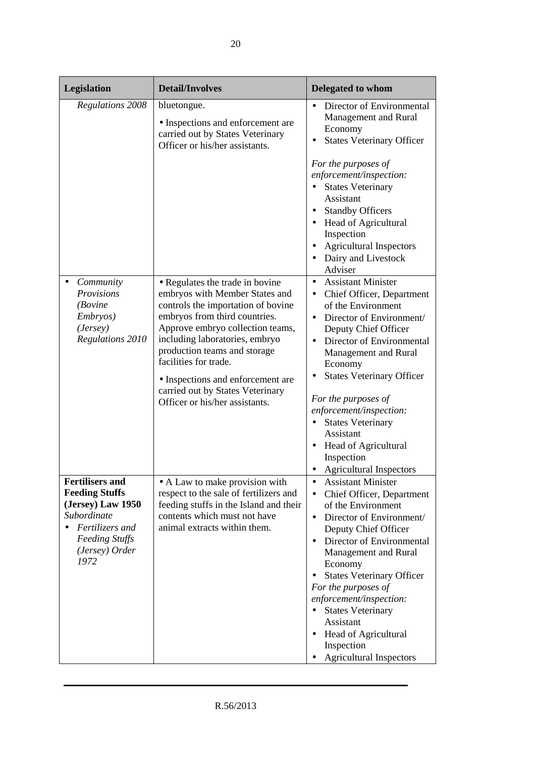| Legislation | Detail/Involves | Delegated to whom |
|---|---|---|
| *Regulations 2008* | bluetongue.<br>• Inspections and enforcement are carried out by States Veterinary Officer or his/her assistants. | • Director of Environmental Management and Rural Economy<br>• States Veterinary Officer<br>*For the purposes of enforcement/inspection:*<br>• States Veterinary Assistant<br>• Standby Officers<br>• Head of Agricultural Inspection<br>• Agricultural Inspectors<br>• Dairy and Livestock Adviser |
| • *Community Provisions (Bovine Embryos) (Jersey) Regulations 2010* | • Regulates the trade in bovine embryos with Member States and controls the importation of bovine embryos from third countries. Approve embryo collection teams, including laboratories, embryo production teams and storage facilities for trade.<br>• Inspections and enforcement are carried out by States Veterinary Officer or his/her assistants. | • Assistant Minister<br>• Chief Officer, Department of the Environment<br>• Director of Environment/ Deputy Chief Officer<br>• Director of Environmental Management and Rural Economy<br>• States Veterinary Officer<br>*For the purposes of enforcement/inspection:*<br>• States Veterinary Assistant<br>• Head of Agricultural Inspection<br>• Agricultural Inspectors |
| **Fertilisers and Feeding Stuffs (Jersey) Law 1950**<br>*Subordinate*<br>• *Fertilizers and Feeding Stuffs (Jersey) Order 1972* | • A Law to make provision with respect to the sale of fertilizers and feeding stuffs in the Island and their contents which must not have animal extracts within them. | • Assistant Minister<br>• Chief Officer, Department of the Environment<br>• Director of Environment/ Deputy Chief Officer<br>• Director of Environmental Management and Rural Economy<br>• States Veterinary Officer<br>*For the purposes of enforcement/inspection:*<br>• States Veterinary Assistant<br>• Head of Agricultural Inspection<br>• Agricultural Inspectors |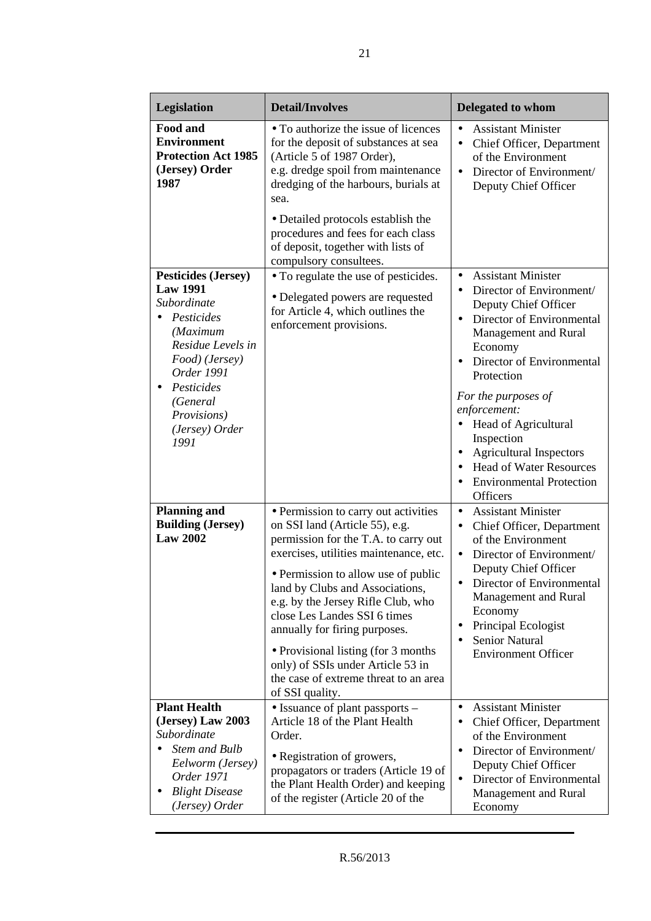| Legislation | Detail/Involves | Delegated to whom |
|---|---|---|
| **Food and Environment Protection Act 1985 (Jersey) Order 1987** | • To authorize the issue of licences for the deposit of substances at sea (Article 5 of 1987 Order), e.g. dredge spoil from maintenance dredging of the harbours, burials at sea.<br><br>• Detailed protocols establish the procedures and fees for each class of deposit, together with lists of compulsory consultees. | • Assistant Minister<br>• Chief Officer, Department of the Environment<br>• Director of Environment/ Deputy Chief Officer |
| **Pesticides (Jersey) Law 1991**<br>*Subordinate*<br>• *Pesticides (Maximum Residue Levels in Food) (Jersey) Order 1991*<br>• *Pesticides (General Provisions) (Jersey) Order 1991* | • To regulate the use of pesticides.<br><br>• Delegated powers are requested for Article 4, which outlines the enforcement provisions. | • Assistant Minister<br>• Director of Environment/ Deputy Chief Officer<br>• Director of Environmental Management and Rural Economy<br>• Director of Environmental Protection<br><br>*For the purposes of enforcement:*<br>• Head of Agricultural Inspection<br>• Agricultural Inspectors<br>• Head of Water Resources<br>• Environmental Protection Officers |
| **Planning and Building (Jersey) Law 2002** | • Permission to carry out activities on SSI land (Article 55), e.g. permission for the T.A. to carry out exercises, utilities maintenance, etc.<br><br>• Permission to allow use of public land by Clubs and Associations, e.g. by the Jersey Rifle Club, who close Les Landes SSI 6 times annually for firing purposes.<br><br>• Provisional listing (for 3 months only) of SSIs under Article 53 in the case of extreme threat to an area of SSI quality. | • Assistant Minister<br>• Chief Officer, Department of the Environment<br>• Director of Environment/ Deputy Chief Officer<br>• Director of Environmental Management and Rural Economy<br>• Principal Ecologist<br>• Senior Natural Environment Officer |
| **Plant Health (Jersey) Law 2003**<br>*Subordinate*<br>• *Stem and Bulb Eelworm (Jersey) Order 1971*<br>• *Blight Disease (Jersey) Order* | • Issuance of plant passports – Article 18 of the Plant Health Order.<br><br>• Registration of growers, propagators or traders (Article 19 of the Plant Health Order) and keeping of the register (Article 20 of the | • Assistant Minister<br>• Chief Officer, Department of the Environment<br>• Director of Environment/ Deputy Chief Officer<br>• Director of Environmental Management and Rural Economy |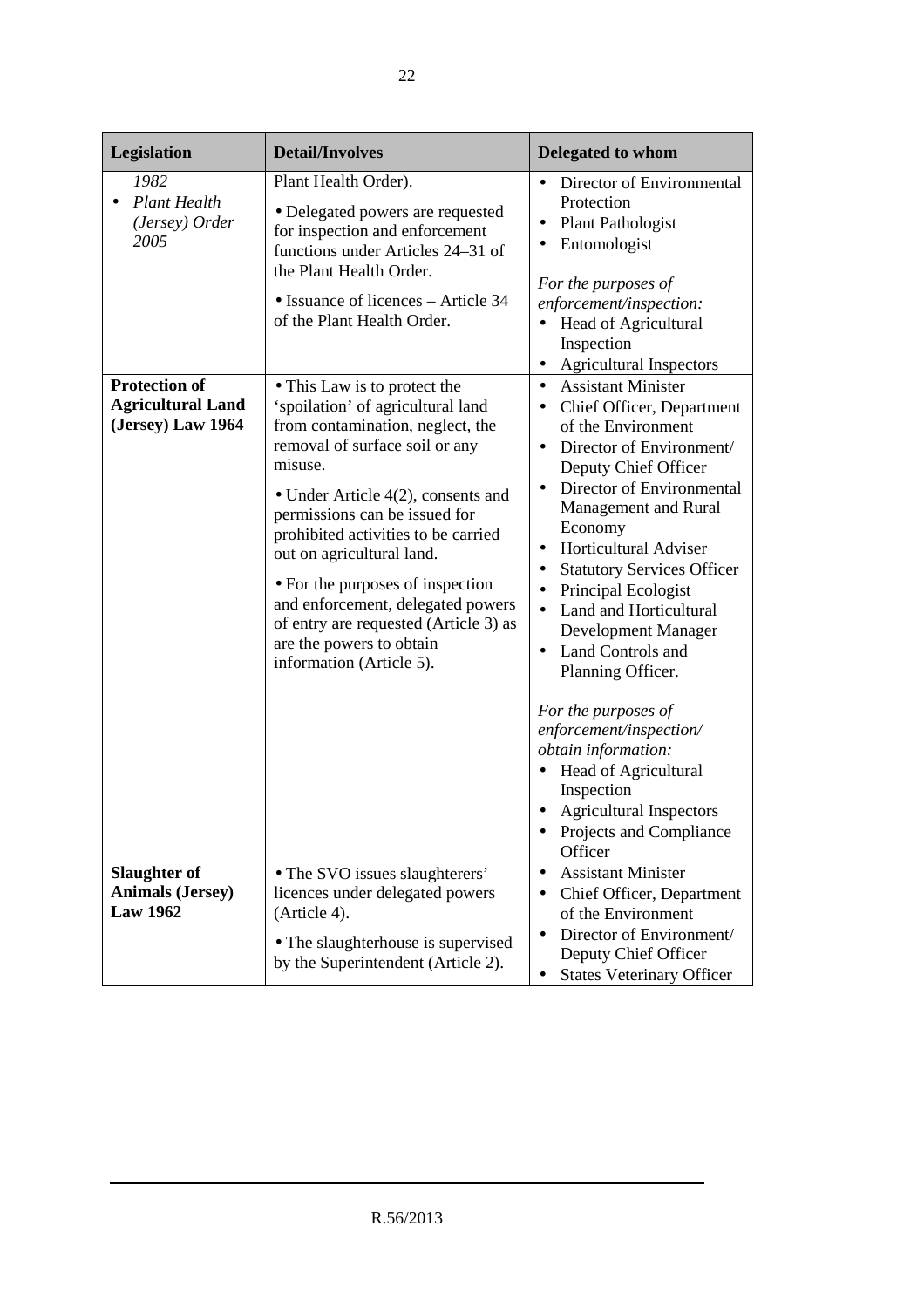| Legislation | Detail/Involves | Delegated to whom |
|---|---|---|
| *1982*<br>• *Plant Health (Jersey) Order 2005* | Plant Health Order).<br>• Delegated powers are requested for inspection and enforcement functions under Articles 24–31 of the Plant Health Order.<br>• Issuance of licences – Article 34 of the Plant Health Order. | • Director of Environmental Protection<br>• Plant Pathologist<br>• Entomologist<br>*For the purposes of enforcement/inspection:*<br>• Head of Agricultural Inspection<br>• Agricultural Inspectors |
| **Protection of Agricultural Land (Jersey) Law 1964** | • This Law is to protect the 'spoilation' of agricultural land from contamination, neglect, the removal of surface soil or any misuse.<br>• Under Article 4(2), consents and permissions can be issued for prohibited activities to be carried out on agricultural land.<br>• For the purposes of inspection and enforcement, delegated powers of entry are requested (Article 3) as are the powers to obtain information (Article 5). | • Assistant Minister<br>• Chief Officer, Department of the Environment<br>• Director of Environment/ Deputy Chief Officer<br>• Director of Environmental Management and Rural Economy<br>• Horticultural Adviser<br>• Statutory Services Officer<br>• Principal Ecologist<br>• Land and Horticultural Development Manager<br>• Land Controls and Planning Officer.<br>*For the purposes of enforcement/inspection/ obtain information:*<br>• Head of Agricultural Inspection<br>• Agricultural Inspectors<br>• Projects and Compliance Officer |
| **Slaughter of Animals (Jersey) Law 1962** | • The SVO issues slaughterers' licences under delegated powers (Article 4).<br>• The slaughterhouse is supervised by the Superintendent (Article 2). | • Assistant Minister<br>• Chief Officer, Department of the Environment<br>• Director of Environment/ Deputy Chief Officer<br>• States Veterinary Officer |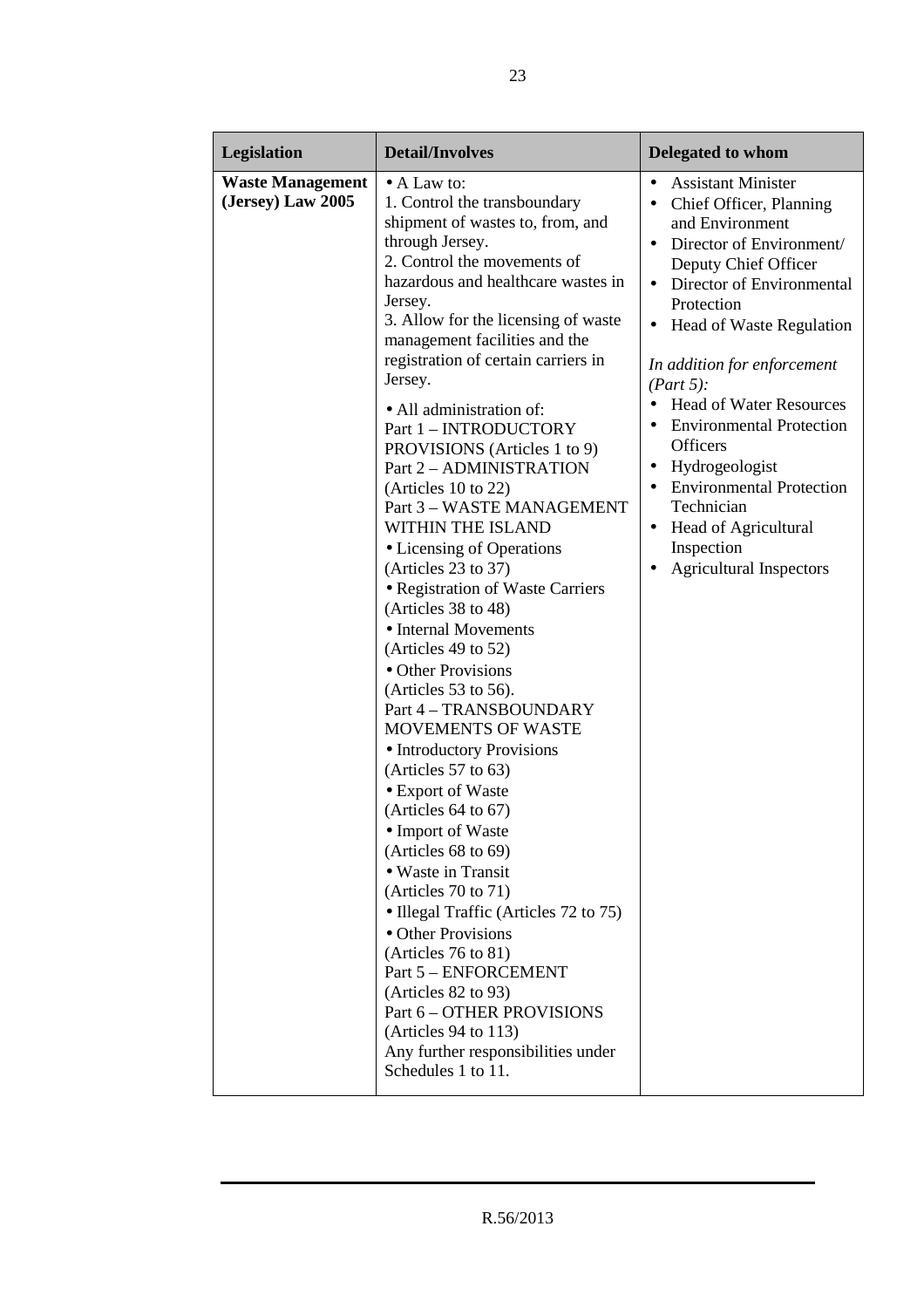| Legislation | Detail/Involves | Delegated to whom |
|---|---|---|
| **Waste Management (Jersey) Law 2005** | • A Law to:<br>1. Control the transboundary shipment of wastes to, from, and through Jersey.<br>2. Control the movements of hazardous and healthcare wastes in Jersey.<br>3. Allow for the licensing of waste management facilities and the registration of certain carriers in Jersey.<br><br>• All administration of:<br>Part 1 – INTRODUCTORY PROVISIONS (Articles 1 to 9)<br>Part 2 – ADMINISTRATION (Articles 10 to 22)<br>Part 3 – WASTE MANAGEMENT WITHIN THE ISLAND<br>• Licensing of Operations (Articles 23 to 37)<br>• Registration of Waste Carriers (Articles 38 to 48)<br>• Internal Movements (Articles 49 to 52)<br>• Other Provisions (Articles 53 to 56).<br>Part 4 – TRANSBOUNDARY MOVEMENTS OF WASTE<br>• Introductory Provisions (Articles 57 to 63)<br>• Export of Waste (Articles 64 to 67)<br>• Import of Waste (Articles 68 to 69)<br>• Waste in Transit (Articles 70 to 71)<br>• Illegal Traffic (Articles 72 to 75)<br>• Other Provisions (Articles 76 to 81)<br>Part 5 – ENFORCEMENT (Articles 82 to 93)<br>Part 6 – OTHER PROVISIONS (Articles 94 to 113)<br>Any further responsibilities under Schedules 1 to 11. | • Assistant Minister<br>• Chief Officer, Planning and Environment<br>• Director of Environment/ Deputy Chief Officer<br>• Director of Environmental Protection<br>• Head of Waste Regulation<br><br>*In addition for enforcement (Part 5):*<br>• Head of Water Resources<br>• Environmental Protection Officers<br>• Hydrogeologist<br>• Environmental Protection Technician<br>• Head of Agricultural Inspection<br>• Agricultural Inspectors |

R.56/2013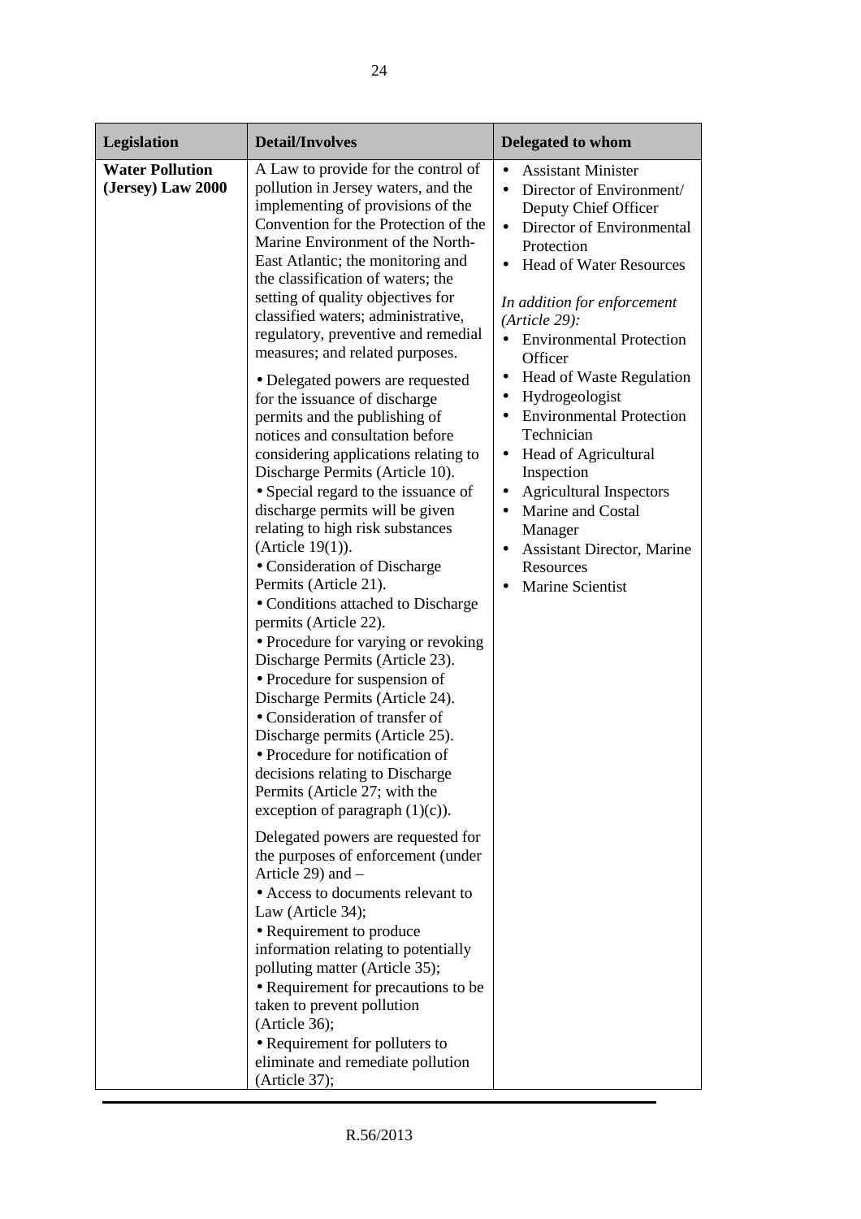| Legislation | Detail/Involves | Delegated to whom |
|---|---|---|
| **Water Pollution (Jersey) Law 2000** | A Law to provide for the control of pollution in Jersey waters, and the implementing of provisions of the Convention for the Protection of the Marine Environment of the North-East Atlantic; the monitoring and the classification of waters; the setting of quality objectives for classified waters; administrative, regulatory, preventive and remedial measures; and related purposes.<br><br>• Delegated powers are requested for the issuance of discharge permits and the publishing of notices and consultation before considering applications relating to Discharge Permits (Article 10).<br>• Special regard to the issuance of discharge permits will be given relating to high risk substances (Article 19(1)).<br>• Consideration of Discharge Permits (Article 21).<br>• Conditions attached to Discharge permits (Article 22).<br>• Procedure for varying or revoking Discharge Permits (Article 23).<br>• Procedure for suspension of Discharge Permits (Article 24).<br>• Consideration of transfer of Discharge permits (Article 25).<br>• Procedure for notification of decisions relating to Discharge Permits (Article 27; with the exception of paragraph (1)(c)).<br><br>Delegated powers are requested for the purposes of enforcement (under Article 29) and –<br>• Access to documents relevant to Law (Article 34);<br>• Requirement to produce information relating to potentially polluting matter (Article 35);<br>• Requirement for precautions to be taken to prevent pollution (Article 36);<br>• Requirement for polluters to eliminate and remediate pollution (Article 37); | • Assistant Minister<br>• Director of Environment/ Deputy Chief Officer<br>• Director of Environmental Protection<br>• Head of Water Resources<br><br>*In addition for enforcement (Article 29):*<br>• Environmental Protection Officer<br>• Head of Waste Regulation<br>• Hydrogeologist<br>• Environmental Protection Technician<br>• Head of Agricultural Inspection<br>• Agricultural Inspectors<br>• Marine and Costal Manager<br>• Assistant Director, Marine Resources<br>• Marine Scientist |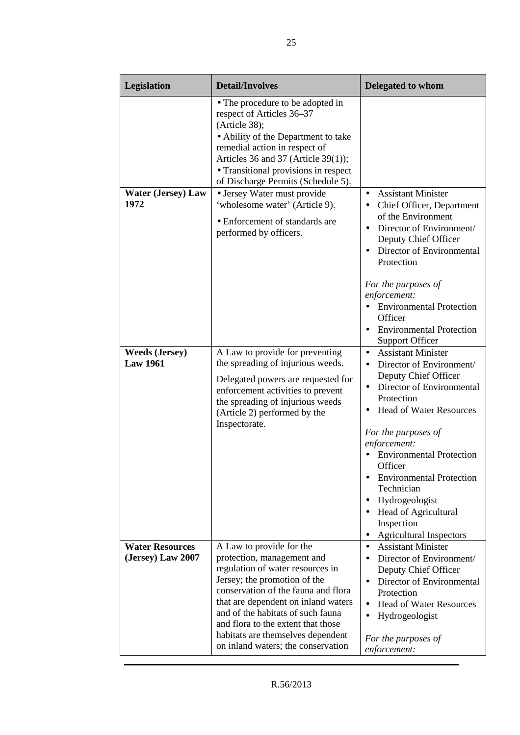| Legislation | Detail/Involves | Delegated to whom |
|---|---|---|
| | • The procedure to be adopted in respect of Articles 36–37 (Article 38);<br>• Ability of the Department to take remedial action in respect of Articles 36 and 37 (Article 39(1));<br>• Transitional provisions in respect of Discharge Permits (Schedule 5). | |
| **Water (Jersey) Law 1972** | • Jersey Water must provide 'wholesome water' (Article 9).<br><br>• Enforcement of standards are performed by officers. | • Assistant Minister<br>• Chief Officer, Department of the Environment<br>• Director of Environment/ Deputy Chief Officer<br>• Director of Environmental Protection<br><br>*For the purposes of enforcement:*<br>• Environmental Protection Officer<br>• Environmental Protection Support Officer |
| **Weeds (Jersey) Law 1961** | A Law to provide for preventing the spreading of injurious weeds.<br><br>Delegated powers are requested for enforcement activities to prevent the spreading of injurious weeds (Article 2) performed by the Inspectorate. | • Assistant Minister<br>• Director of Environment/ Deputy Chief Officer<br>• Director of Environmental Protection<br>• Head of Water Resources<br><br>*For the purposes of enforcement:*<br>• Environmental Protection Officer<br>• Environmental Protection Technician<br>• Hydrogeologist<br>• Head of Agricultural Inspection<br>• Agricultural Inspectors |
| **Water Resources (Jersey) Law 2007** | A Law to provide for the protection, management and regulation of water resources in Jersey; the promotion of the conservation of the fauna and flora that are dependent on inland waters and of the habitats of such fauna and flora to the extent that those habitats are themselves dependent on inland waters; the conservation | • Assistant Minister<br>• Director of Environment/ Deputy Chief Officer<br>• Director of Environmental Protection<br>• Head of Water Resources<br>• Hydrogeologist<br><br>*For the purposes of enforcement:* |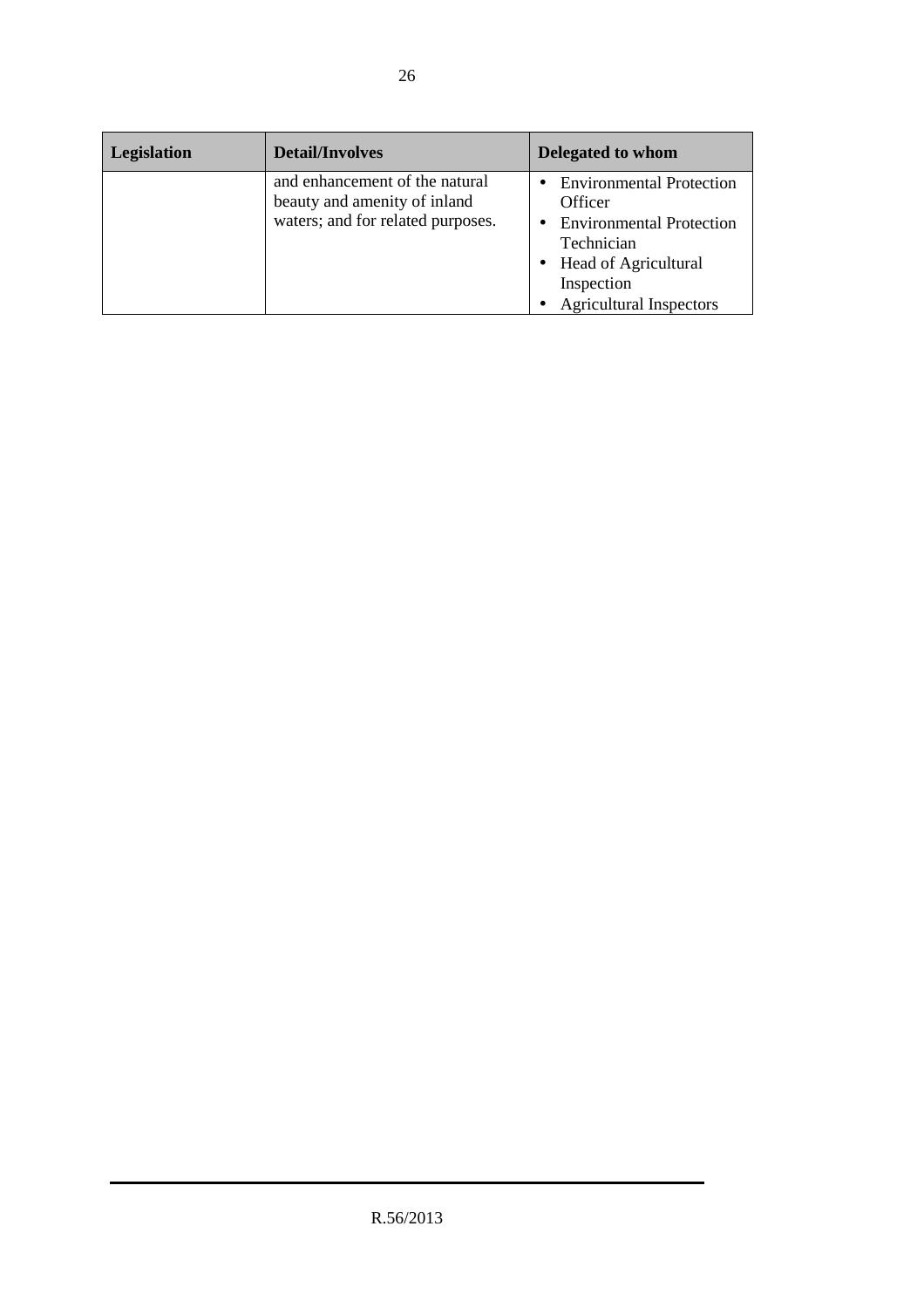| Legislation | Detail/Involves | Delegated to whom |
|---|---|---|
| | and enhancement of the natural beauty and amenity of inland waters; and for related purposes. | • Environmental Protection Officer<br>• Environmental Protection Technician<br>• Head of Agricultural Inspection<br>• Agricultural Inspectors |

R.56/2013